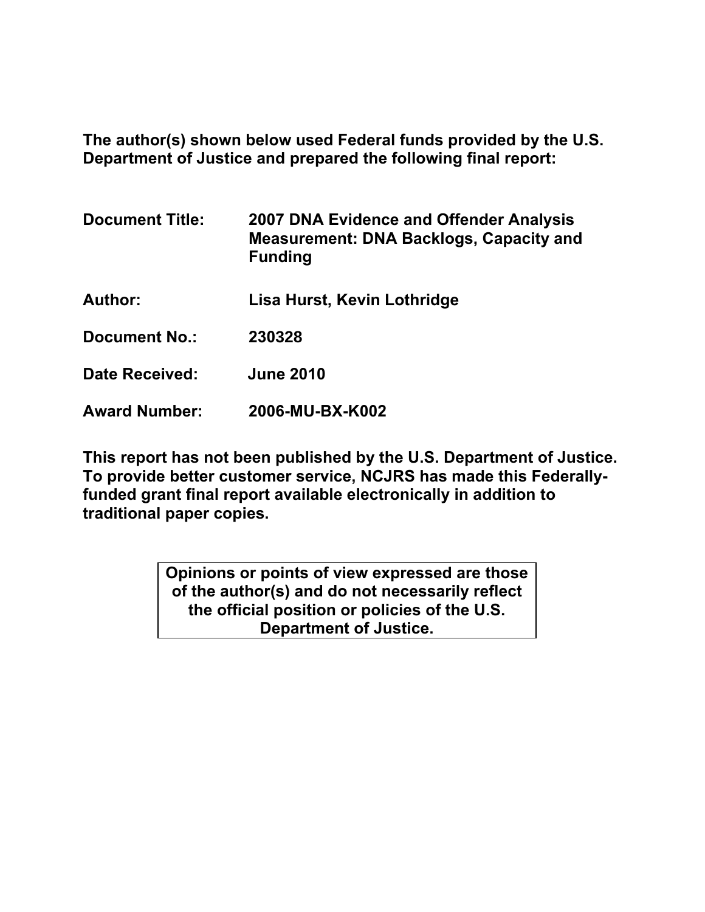**The author(s) shown below used Federal funds provided by the U.S. Department of Justice and prepared the following final report:**

| | |
|---|---|
| **Document Title:** | **2007 DNA Evidence and Offender Analysis Measurement: DNA Backlogs, Capacity and Funding** |
| **Author:** | **Lisa Hurst, Kevin Lothridge** |
| **Document No.:** | **230328** |
| **Date Received:** | **June 2010** |
| **Award Number:** | **2006-MU-BX-K002** |

**This report has not been published by the U.S. Department of Justice. To provide better customer service, NCJRS has made this Federally-funded grant final report available electronically in addition to traditional paper copies.**

**Opinions or points of view expressed are those of the author(s) and do not necessarily reflect the official position or policies of the U.S. Department of Justice.**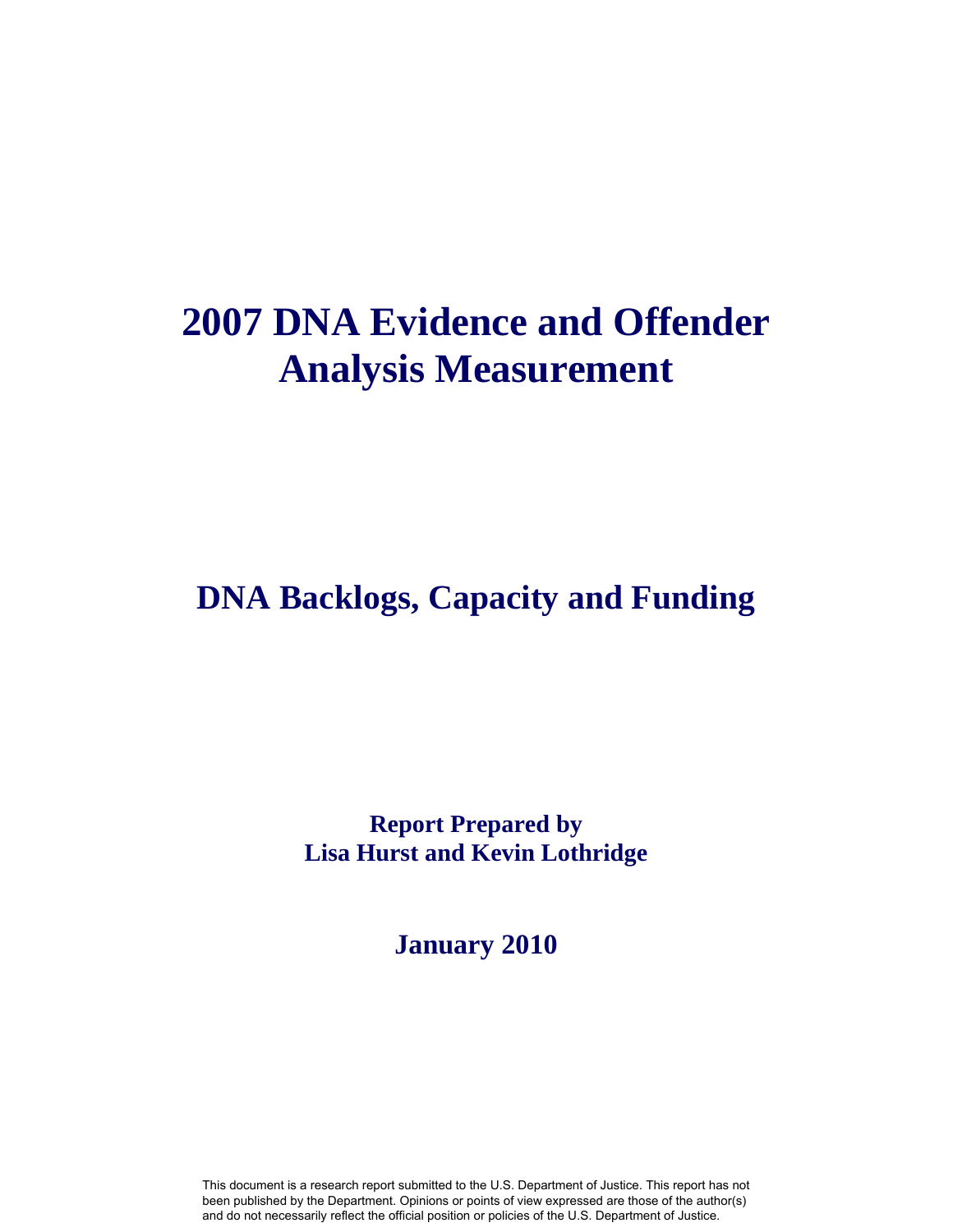# 2007 DNA Evidence and Offender Analysis Measurement

## DNA Backlogs, Capacity and Funding

**Report Prepared by**
**Lisa Hurst and Kevin Lothridge**

**January 2010**

This document is a research report submitted to the U.S. Department of Justice. This report has not been published by the Department. Opinions or points of view expressed are those of the author(s) and do not necessarily reflect the official position or policies of the U.S. Department of Justice.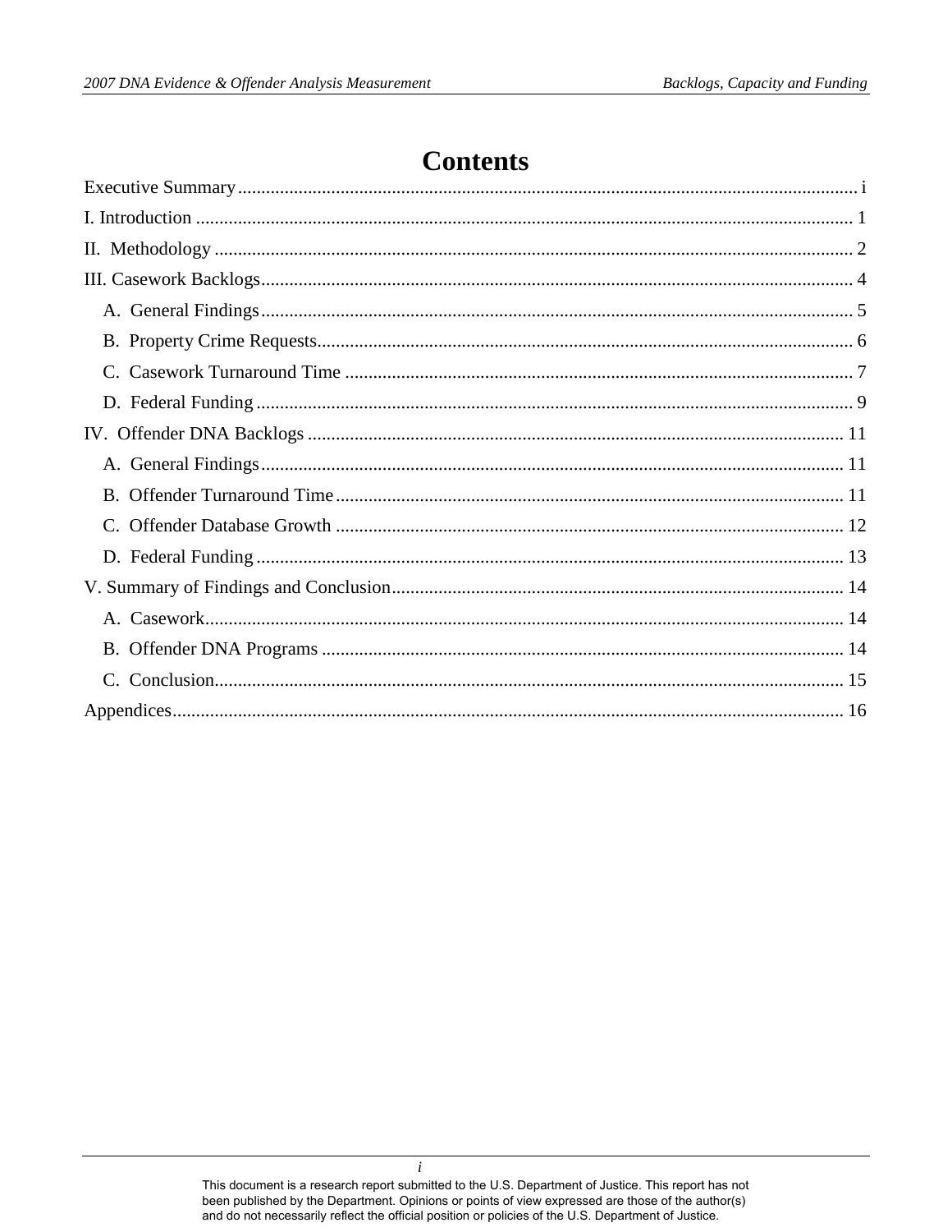# Contents

Executive Summary ... i

I. Introduction ... 1

II. Methodology ... 2

III. Casework Backlogs ... 4

- A. General Findings ... 5
- B. Property Crime Requests ... 6
- C. Casework Turnaround Time ... 7
- D. Federal Funding ... 9

IV. Offender DNA Backlogs ... 11

- A. General Findings ... 11
- B. Offender Turnaround Time ... 11
- C. Offender Database Growth ... 12
- D. Federal Funding ... 13

V. Summary of Findings and Conclusion ... 14

- A. Casework ... 14
- B. Offender DNA Programs ... 14
- C. Conclusion ... 15

Appendices ... 16

This document is a research report submitted to the U.S. Department of Justice. This report has not been published by the Department. Opinions or points of view expressed are those of the author(s) and do not necessarily reflect the official position or policies of the U.S. Department of Justice.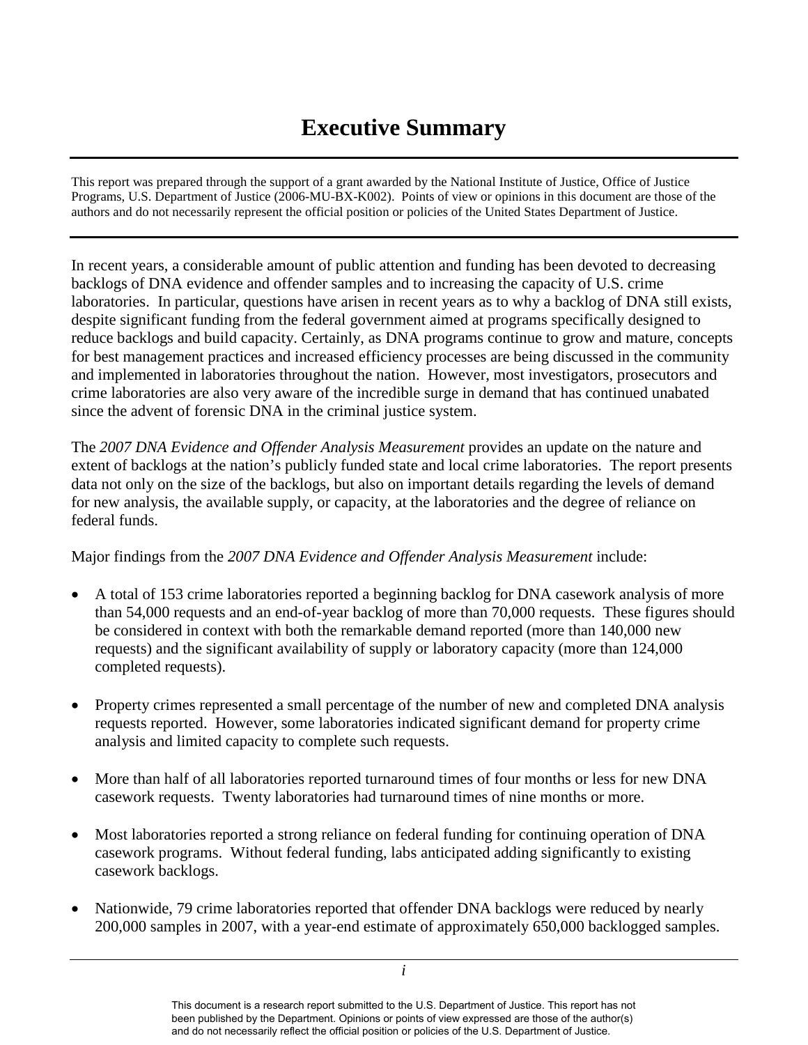# Executive Summary

This report was prepared through the support of a grant awarded by the National Institute of Justice, Office of Justice Programs, U.S. Department of Justice (2006-MU-BX-K002). Points of view or opinions in this document are those of the authors and do not necessarily represent the official position or policies of the United States Department of Justice.

In recent years, a considerable amount of public attention and funding has been devoted to decreasing backlogs of DNA evidence and offender samples and to increasing the capacity of U.S. crime laboratories. In particular, questions have arisen in recent years as to why a backlog of DNA still exists, despite significant funding from the federal government aimed at programs specifically designed to reduce backlogs and build capacity. Certainly, as DNA programs continue to grow and mature, concepts for best management practices and increased efficiency processes are being discussed in the community and implemented in laboratories throughout the nation. However, most investigators, prosecutors and crime laboratories are also very aware of the incredible surge in demand that has continued unabated since the advent of forensic DNA in the criminal justice system.

The *2007 DNA Evidence and Offender Analysis Measurement* provides an update on the nature and extent of backlogs at the nation's publicly funded state and local crime laboratories. The report presents data not only on the size of the backlogs, but also on important details regarding the levels of demand for new analysis, the available supply, or capacity, at the laboratories and the degree of reliance on federal funds.

Major findings from the *2007 DNA Evidence and Offender Analysis Measurement* include:

- A total of 153 crime laboratories reported a beginning backlog for DNA casework analysis of more than 54,000 requests and an end-of-year backlog of more than 70,000 requests. These figures should be considered in context with both the remarkable demand reported (more than 140,000 new requests) and the significant availability of supply or laboratory capacity (more than 124,000 completed requests).

- Property crimes represented a small percentage of the number of new and completed DNA analysis requests reported. However, some laboratories indicated significant demand for property crime analysis and limited capacity to complete such requests.

- More than half of all laboratories reported turnaround times of four months or less for new DNA casework requests. Twenty laboratories had turnaround times of nine months or more.

- Most laboratories reported a strong reliance on federal funding for continuing operation of DNA casework programs. Without federal funding, labs anticipated adding significantly to existing casework backlogs.

- Nationwide, 79 crime laboratories reported that offender DNA backlogs were reduced by nearly 200,000 samples in 2007, with a year-end estimate of approximately 650,000 backlogged samples.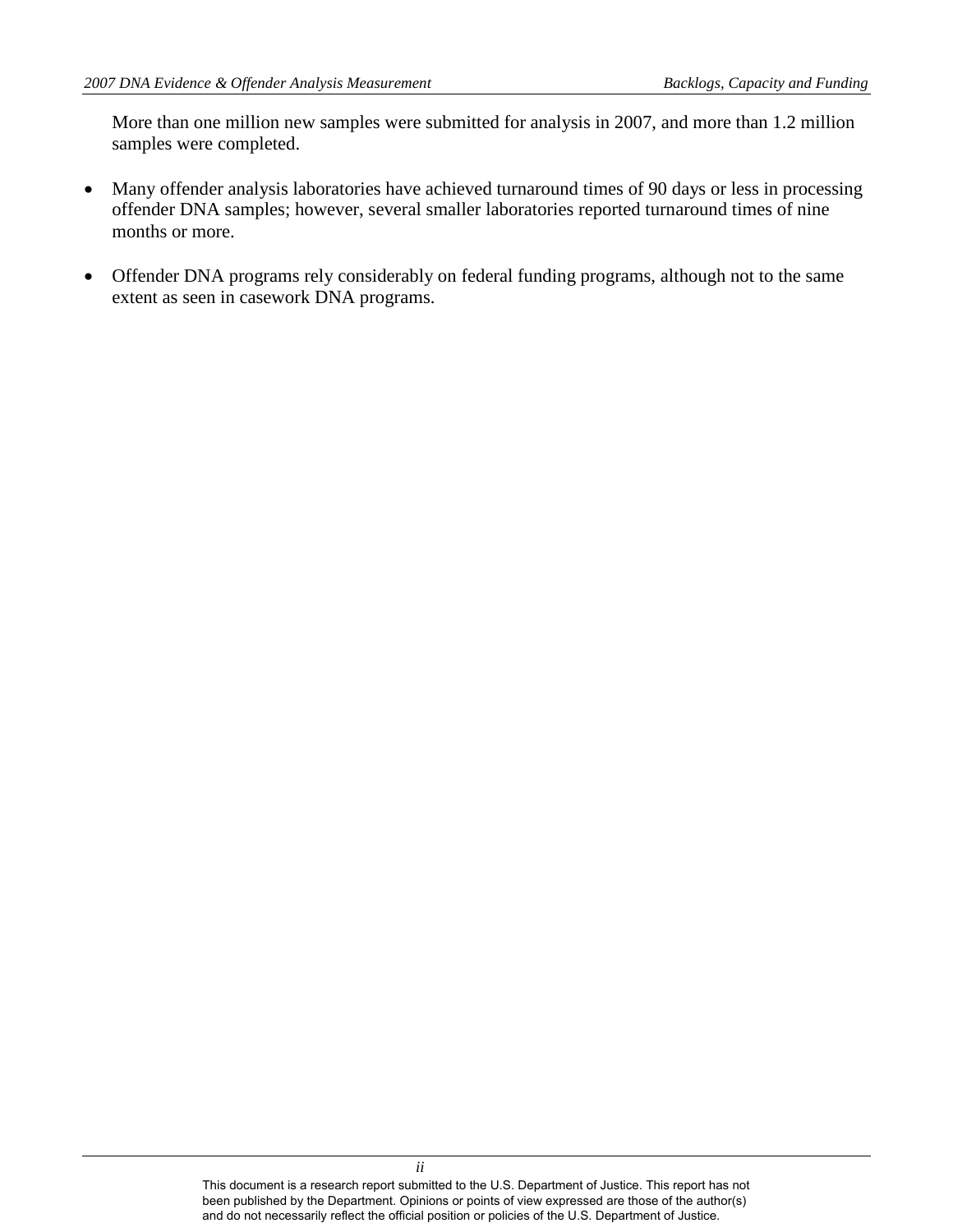More than one million new samples were submitted for analysis in 2007, and more than 1.2 million samples were completed.

- Many offender analysis laboratories have achieved turnaround times of 90 days or less in processing offender DNA samples; however, several smaller laboratories reported turnaround times of nine months or more.

- Offender DNA programs rely considerably on federal funding programs, although not to the same extent as seen in casework DNA programs.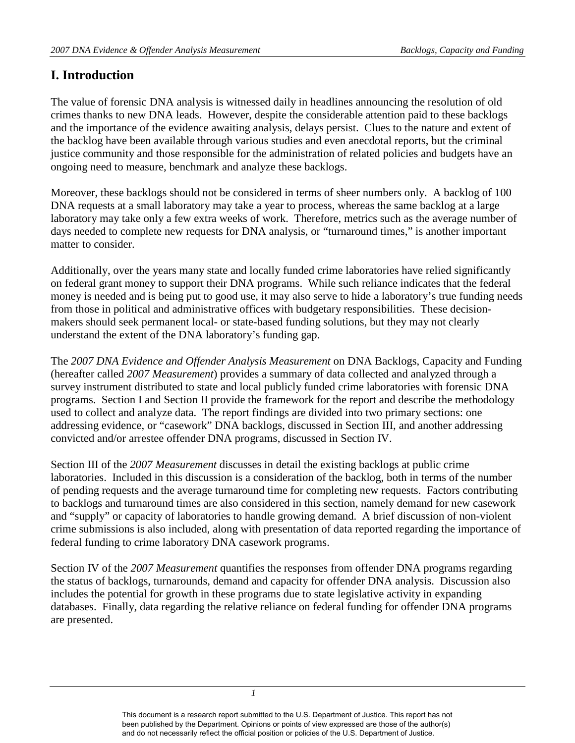# I. Introduction

The value of forensic DNA analysis is witnessed daily in headlines announcing the resolution of old crimes thanks to new DNA leads. However, despite the considerable attention paid to these backlogs and the importance of the evidence awaiting analysis, delays persist. Clues to the nature and extent of the backlog have been available through various studies and even anecdotal reports, but the criminal justice community and those responsible for the administration of related policies and budgets have an ongoing need to measure, benchmark and analyze these backlogs.

Moreover, these backlogs should not be considered in terms of sheer numbers only. A backlog of 100 DNA requests at a small laboratory may take a year to process, whereas the same backlog at a large laboratory may take only a few extra weeks of work. Therefore, metrics such as the average number of days needed to complete new requests for DNA analysis, or "turnaround times," is another important matter to consider.

Additionally, over the years many state and locally funded crime laboratories have relied significantly on federal grant money to support their DNA programs. While such reliance indicates that the federal money is needed and is being put to good use, it may also serve to hide a laboratory's true funding needs from those in political and administrative offices with budgetary responsibilities. These decision-makers should seek permanent local- or state-based funding solutions, but they may not clearly understand the extent of the DNA laboratory's funding gap.

The *2007 DNA Evidence and Offender Analysis Measurement* on DNA Backlogs, Capacity and Funding (hereafter called *2007 Measurement*) provides a summary of data collected and analyzed through a survey instrument distributed to state and local publicly funded crime laboratories with forensic DNA programs. Section I and Section II provide the framework for the report and describe the methodology used to collect and analyze data. The report findings are divided into two primary sections: one addressing evidence, or "casework" DNA backlogs, discussed in Section III, and another addressing convicted and/or arrestee offender DNA programs, discussed in Section IV.

Section III of the *2007 Measurement* discusses in detail the existing backlogs at public crime laboratories. Included in this discussion is a consideration of the backlog, both in terms of the number of pending requests and the average turnaround time for completing new requests. Factors contributing to backlogs and turnaround times are also considered in this section, namely demand for new casework and "supply" or capacity of laboratories to handle growing demand. A brief discussion of non-violent crime submissions is also included, along with presentation of data reported regarding the importance of federal funding to crime laboratory DNA casework programs.

Section IV of the *2007 Measurement* quantifies the responses from offender DNA programs regarding the status of backlogs, turnarounds, demand and capacity for offender DNA analysis. Discussion also includes the potential for growth in these programs due to state legislative activity in expanding databases. Finally, data regarding the relative reliance on federal funding for offender DNA programs are presented.

This document is a research report submitted to the U.S. Department of Justice. This report has not been published by the Department. Opinions or points of view expressed are those of the author(s) and do not necessarily reflect the official position or policies of the U.S. Department of Justice.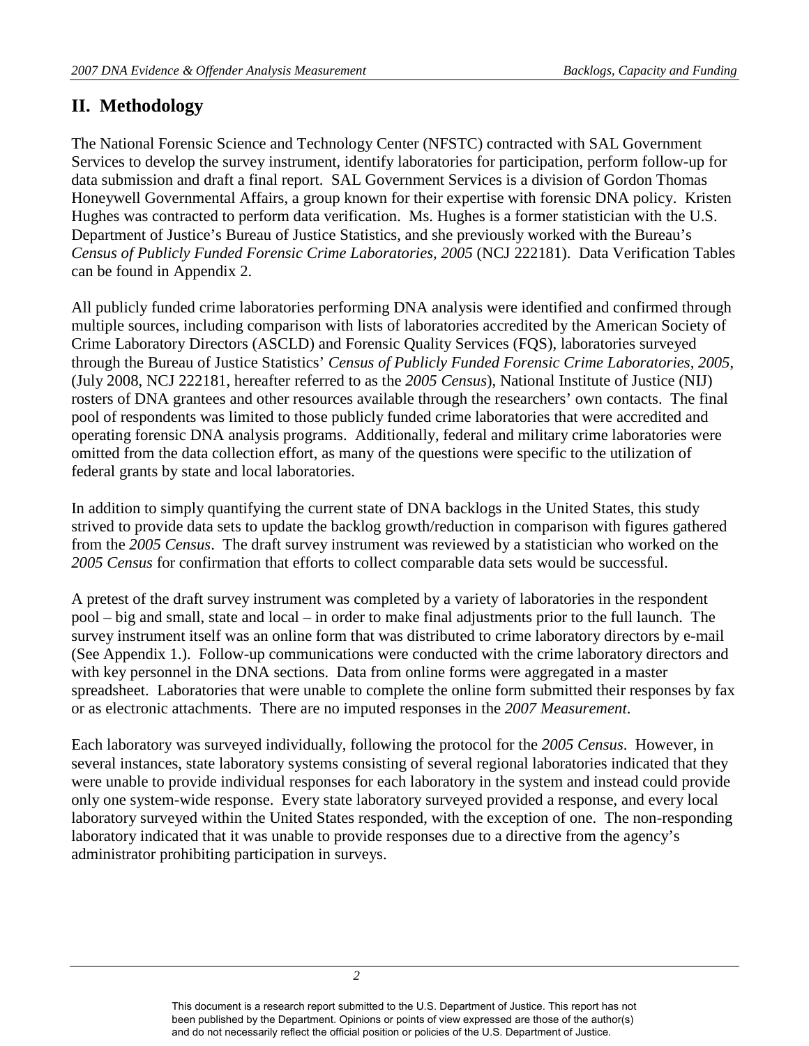## II. Methodology

The National Forensic Science and Technology Center (NFSTC) contracted with SAL Government Services to develop the survey instrument, identify laboratories for participation, perform follow-up for data submission and draft a final report. SAL Government Services is a division of Gordon Thomas Honeywell Governmental Affairs, a group known for their expertise with forensic DNA policy. Kristen Hughes was contracted to perform data verification. Ms. Hughes is a former statistician with the U.S. Department of Justice's Bureau of Justice Statistics, and she previously worked with the Bureau's *Census of Publicly Funded Forensic Crime Laboratories, 2005* (NCJ 222181). Data Verification Tables can be found in Appendix 2.

All publicly funded crime laboratories performing DNA analysis were identified and confirmed through multiple sources, including comparison with lists of laboratories accredited by the American Society of Crime Laboratory Directors (ASCLD) and Forensic Quality Services (FQS), laboratories surveyed through the Bureau of Justice Statistics' *Census of Publicly Funded Forensic Crime Laboratories*, *2005*, (July 2008, NCJ 222181, hereafter referred to as the *2005 Census*), National Institute of Justice (NIJ) rosters of DNA grantees and other resources available through the researchers' own contacts. The final pool of respondents was limited to those publicly funded crime laboratories that were accredited and operating forensic DNA analysis programs. Additionally, federal and military crime laboratories were omitted from the data collection effort, as many of the questions were specific to the utilization of federal grants by state and local laboratories.

In addition to simply quantifying the current state of DNA backlogs in the United States, this study strived to provide data sets to update the backlog growth/reduction in comparison with figures gathered from the *2005 Census*. The draft survey instrument was reviewed by a statistician who worked on the *2005 Census* for confirmation that efforts to collect comparable data sets would be successful.

A pretest of the draft survey instrument was completed by a variety of laboratories in the respondent pool – big and small, state and local – in order to make final adjustments prior to the full launch. The survey instrument itself was an online form that was distributed to crime laboratory directors by e-mail (See Appendix 1.). Follow-up communications were conducted with the crime laboratory directors and with key personnel in the DNA sections. Data from online forms were aggregated in a master spreadsheet. Laboratories that were unable to complete the online form submitted their responses by fax or as electronic attachments. There are no imputed responses in the *2007 Measurement*.

Each laboratory was surveyed individually, following the protocol for the *2005 Census*. However, in several instances, state laboratory systems consisting of several regional laboratories indicated that they were unable to provide individual responses for each laboratory in the system and instead could provide only one system-wide response. Every state laboratory surveyed provided a response, and every local laboratory surveyed within the United States responded, with the exception of one. The non-responding laboratory indicated that it was unable to provide responses due to a directive from the agency's administrator prohibiting participation in surveys.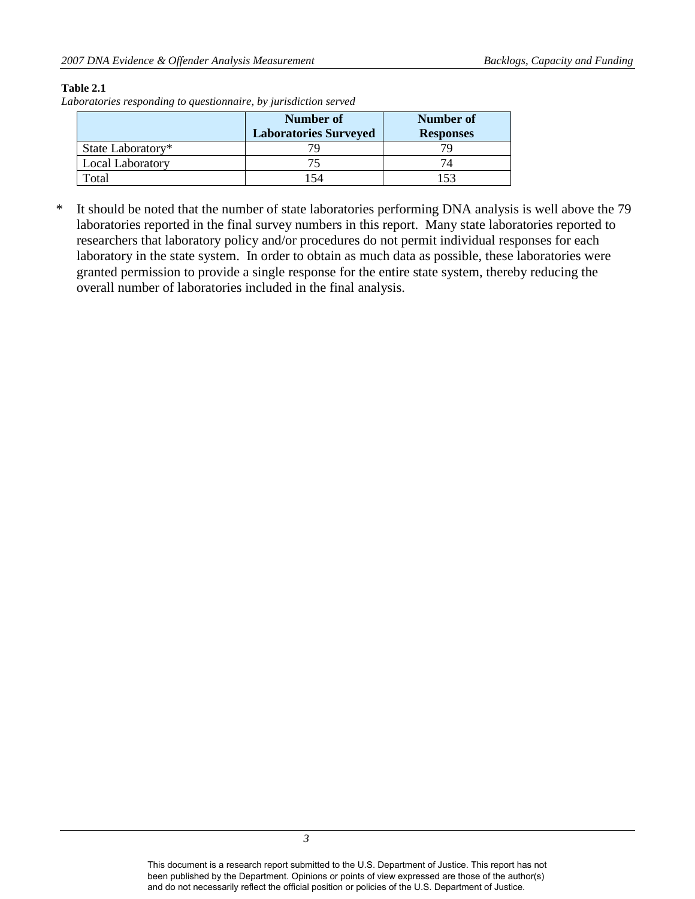**Table 2.1**

*Laboratories responding to questionnaire, by jurisdiction served*

| | Number of Laboratories Surveyed | Number of Responses |
|---|---|---|
| State Laboratory* | 79 | 79 |
| Local Laboratory | 75 | 74 |
| Total | 154 | 153 |

\* It should be noted that the number of state laboratories performing DNA analysis is well above the 79 laboratories reported in the final survey numbers in this report. Many state laboratories reported to researchers that laboratory policy and/or procedures do not permit individual responses for each laboratory in the state system. In order to obtain as much data as possible, these laboratories were granted permission to provide a single response for the entire state system, thereby reducing the overall number of laboratories included in the final analysis.

This document is a research report submitted to the U.S. Department of Justice. This report has not been published by the Department. Opinions or points of view expressed are those of the author(s) and do not necessarily reflect the official position or policies of the U.S. Department of Justice.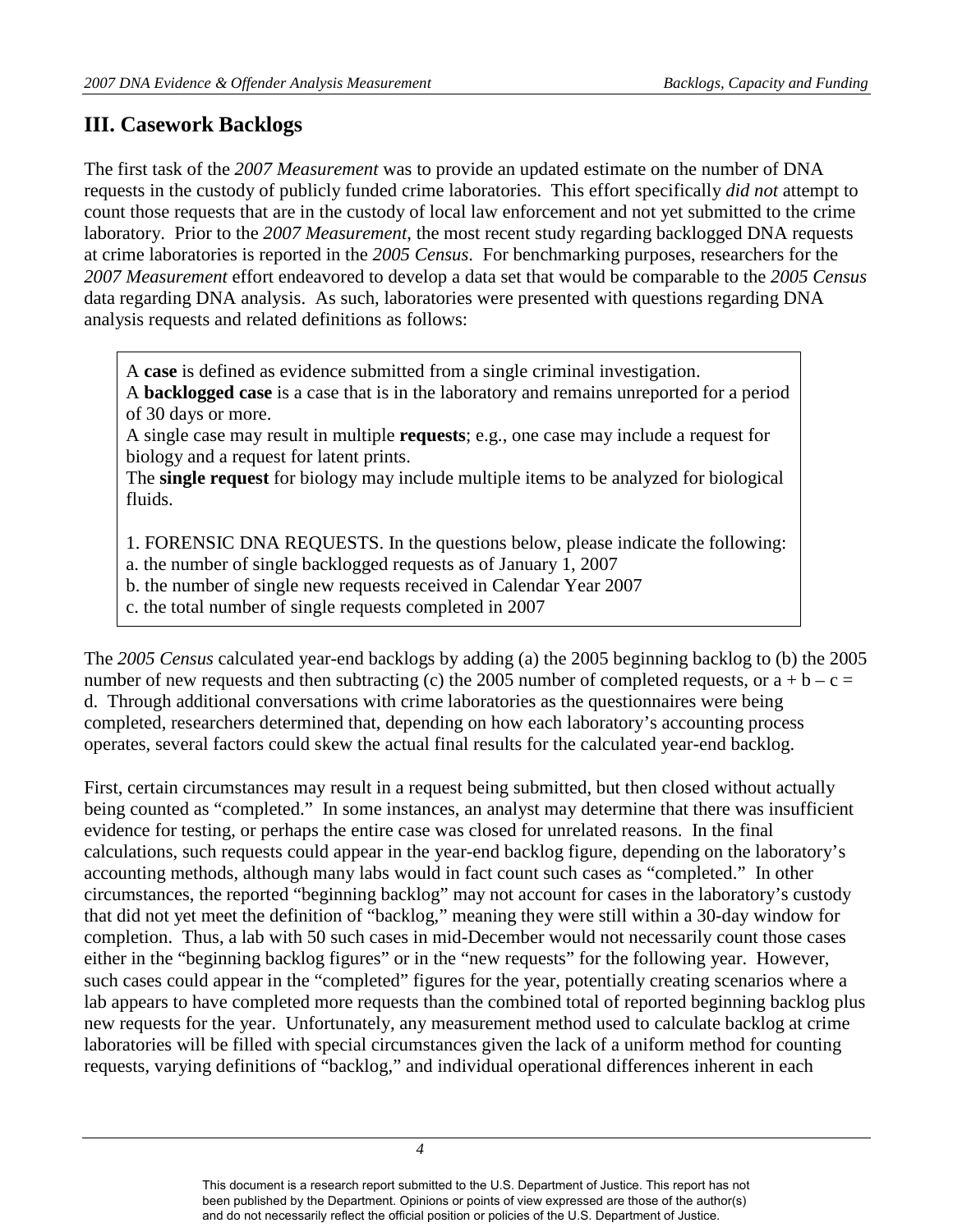## III. Casework Backlogs

The first task of the *2007 Measurement* was to provide an updated estimate on the number of DNA requests in the custody of publicly funded crime laboratories. This effort specifically *did not* attempt to count those requests that are in the custody of local law enforcement and not yet submitted to the crime laboratory. Prior to the *2007 Measurement*, the most recent study regarding backlogged DNA requests at crime laboratories is reported in the *2005 Census*. For benchmarking purposes, researchers for the *2007 Measurement* effort endeavored to develop a data set that would be comparable to the *2005 Census* data regarding DNA analysis. As such, laboratories were presented with questions regarding DNA analysis requests and related definitions as follows:

> A **case** is defined as evidence submitted from a single criminal investigation.
> A **backlogged case** is a case that is in the laboratory and remains unreported for a period of 30 days or more.
> A single case may result in multiple **requests**; e.g., one case may include a request for biology and a request for latent prints.
> The **single request** for biology may include multiple items to be analyzed for biological fluids.
>
> 1. FORENSIC DNA REQUESTS. In the questions below, please indicate the following:
> a. the number of single backlogged requests as of January 1, 2007
> b. the number of single new requests received in Calendar Year 2007
> c. the total number of single requests completed in 2007

The *2005 Census* calculated year-end backlogs by adding (a) the 2005 beginning backlog to (b) the 2005 number of new requests and then subtracting (c) the 2005 number of completed requests, or $a + b – c = d$. Through additional conversations with crime laboratories as the questionnaires were being completed, researchers determined that, depending on how each laboratory's accounting process operates, several factors could skew the actual final results for the calculated year-end backlog.

First, certain circumstances may result in a request being submitted, but then closed without actually being counted as "completed." In some instances, an analyst may determine that there was insufficient evidence for testing, or perhaps the entire case was closed for unrelated reasons. In the final calculations, such requests could appear in the year-end backlog figure, depending on the laboratory's accounting methods, although many labs would in fact count such cases as "completed." In other circumstances, the reported "beginning backlog" may not account for cases in the laboratory's custody that did not yet meet the definition of "backlog," meaning they were still within a 30-day window for completion. Thus, a lab with 50 such cases in mid-December would not necessarily count those cases either in the "beginning backlog figures" or in the "new requests" for the following year. However, such cases could appear in the "completed" figures for the year, potentially creating scenarios where a lab appears to have completed more requests than the combined total of reported beginning backlog plus new requests for the year. Unfortunately, any measurement method used to calculate backlog at crime laboratories will be filled with special circumstances given the lack of a uniform method for counting requests, varying definitions of "backlog," and individual operational differences inherent in each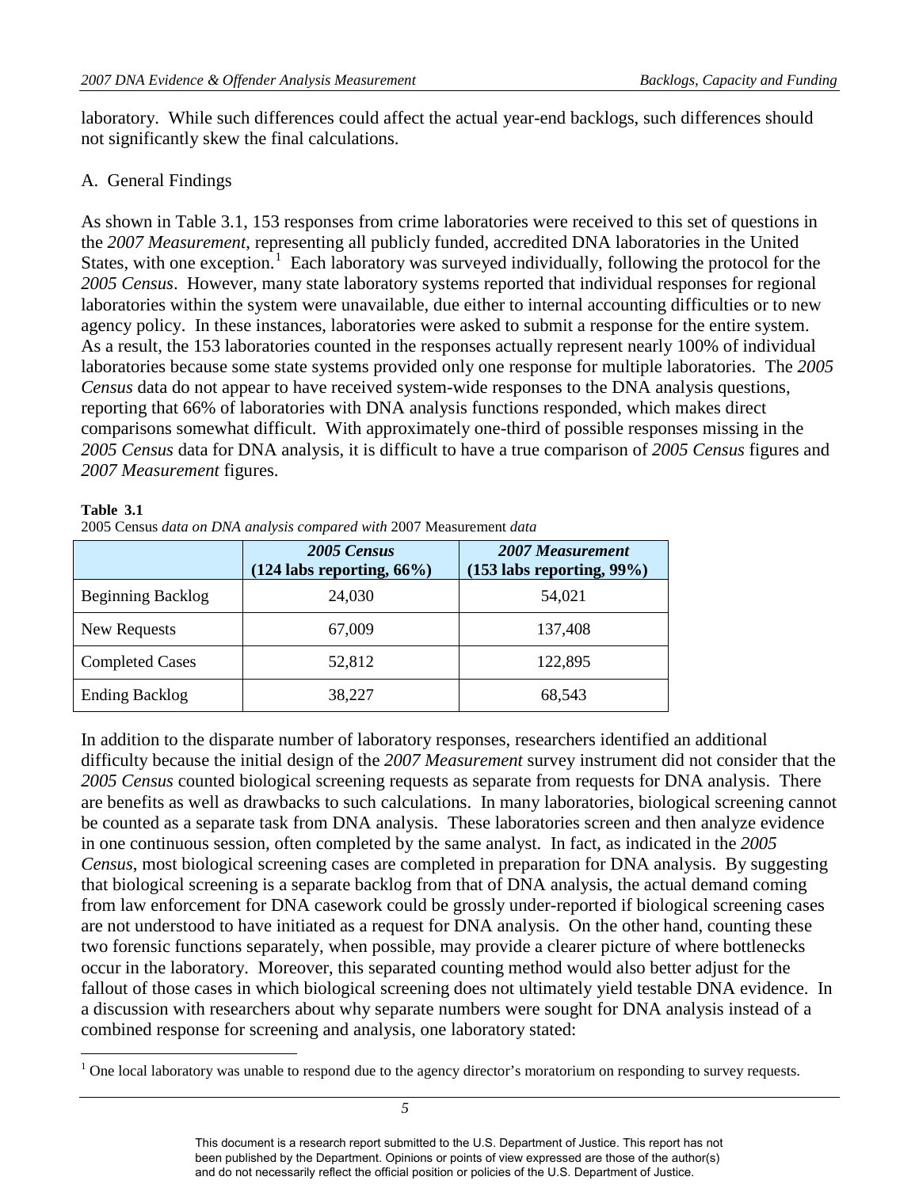laboratory. While such differences could affect the actual year-end backlogs, such differences should not significantly skew the final calculations.

## A. General Findings

As shown in Table 3.1, 153 responses from crime laboratories were received to this set of questions in the *2007 Measurement*, representing all publicly funded, accredited DNA laboratories in the United States, with one exception.[1] Each laboratory was surveyed individually, following the protocol for the *2005 Census*. However, many state laboratory systems reported that individual responses for regional laboratories within the system were unavailable, due either to internal accounting difficulties or to new agency policy. In these instances, laboratories were asked to submit a response for the entire system. As a result, the 153 laboratories counted in the responses actually represent nearly 100% of individual laboratories because some state systems provided only one response for multiple laboratories. The *2005 Census* data do not appear to have received system-wide responses to the DNA analysis questions, reporting that 66% of laboratories with DNA analysis functions responded, which makes direct comparisons somewhat difficult. With approximately one-third of possible responses missing in the *2005 Census* data for DNA analysis, it is difficult to have a true comparison of *2005 Census* figures and *2007 Measurement* figures.

**Table 3.1**
2005 Census *data on DNA analysis compared with* 2007 Measurement *data*

| | ***2005 Census*** **(124 labs reporting, 66%)** | ***2007 Measurement*** **(153 labs reporting, 99%)** |
|---|---|---|
| Beginning Backlog | 24,030 | 54,021 |
| New Requests | 67,009 | 137,408 |
| Completed Cases | 52,812 | 122,895 |
| Ending Backlog | 38,227 | 68,543 |

In addition to the disparate number of laboratory responses, researchers identified an additional difficulty because the initial design of the *2007 Measurement* survey instrument did not consider that the *2005 Census* counted biological screening requests as separate from requests for DNA analysis. There are benefits as well as drawbacks to such calculations. In many laboratories, biological screening cannot be counted as a separate task from DNA analysis. These laboratories screen and then analyze evidence in one continuous session, often completed by the same analyst. In fact, as indicated in the *2005 Census*, most biological screening cases are completed in preparation for DNA analysis. By suggesting that biological screening is a separate backlog from that of DNA analysis, the actual demand coming from law enforcement for DNA casework could be grossly under-reported if biological screening cases are not understood to have initiated as a request for DNA analysis. On the other hand, counting these two forensic functions separately, when possible, may provide a clearer picture of where bottlenecks occur in the laboratory. Moreover, this separated counting method would also better adjust for the fallout of those cases in which biological screening does not ultimately yield testable DNA evidence. In a discussion with researchers about why separate numbers were sought for DNA analysis instead of a combined response for screening and analysis, one laboratory stated:

[1] One local laboratory was unable to respond due to the agency director's moratorium on responding to survey requests.

This document is a research report submitted to the U.S. Department of Justice. This report has not been published by the Department. Opinions or points of view expressed are those of the author(s) and do not necessarily reflect the official position or policies of the U.S. Department of Justice.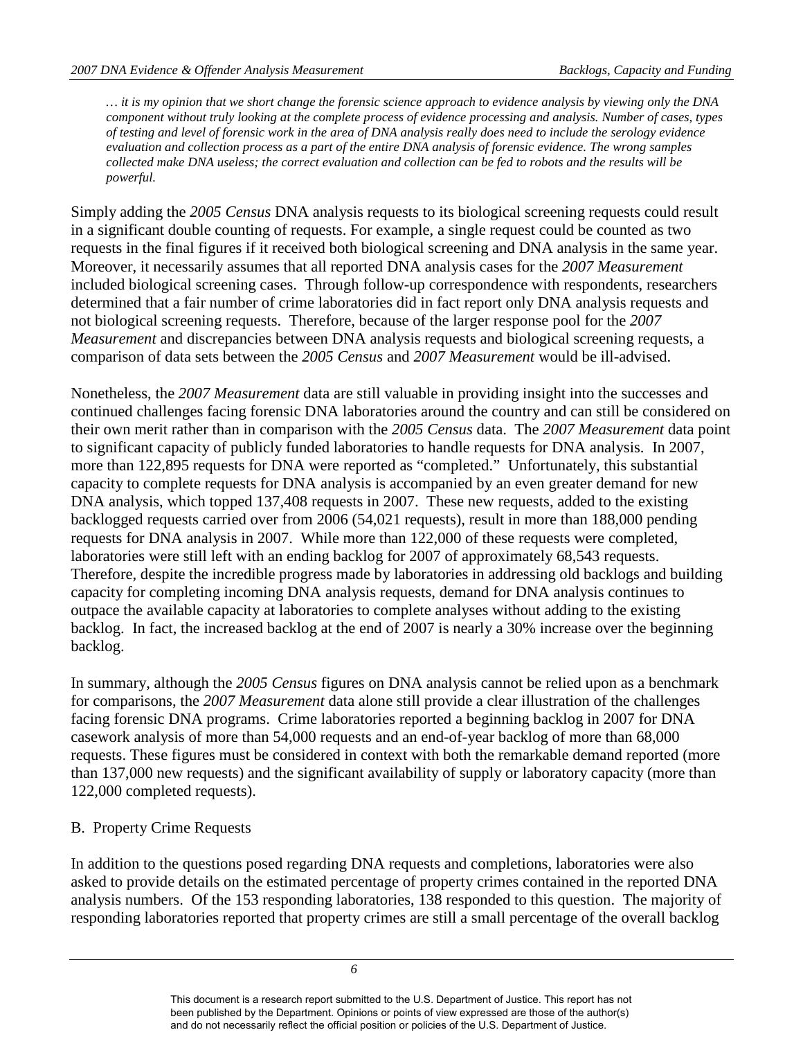*… it is my opinion that we short change the forensic science approach to evidence analysis by viewing only the DNA component without truly looking at the complete process of evidence processing and analysis. Number of cases, types of testing and level of forensic work in the area of DNA analysis really does need to include the serology evidence evaluation and collection process as a part of the entire DNA analysis of forensic evidence. The wrong samples collected make DNA useless; the correct evaluation and collection can be fed to robots and the results will be powerful.*

Simply adding the *2005 Census* DNA analysis requests to its biological screening requests could result in a significant double counting of requests. For example, a single request could be counted as two requests in the final figures if it received both biological screening and DNA analysis in the same year. Moreover, it necessarily assumes that all reported DNA analysis cases for the *2007 Measurement* included biological screening cases. Through follow-up correspondence with respondents, researchers determined that a fair number of crime laboratories did in fact report only DNA analysis requests and not biological screening requests. Therefore, because of the larger response pool for the *2007 Measurement* and discrepancies between DNA analysis requests and biological screening requests, a comparison of data sets between the *2005 Census* and *2007 Measurement* would be ill-advised.

Nonetheless, the *2007 Measurement* data are still valuable in providing insight into the successes and continued challenges facing forensic DNA laboratories around the country and can still be considered on their own merit rather than in comparison with the *2005 Census* data. The *2007 Measurement* data point to significant capacity of publicly funded laboratories to handle requests for DNA analysis. In 2007, more than 122,895 requests for DNA were reported as "completed." Unfortunately, this substantial capacity to complete requests for DNA analysis is accompanied by an even greater demand for new DNA analysis, which topped 137,408 requests in 2007. These new requests, added to the existing backlogged requests carried over from 2006 (54,021 requests), result in more than 188,000 pending requests for DNA analysis in 2007. While more than 122,000 of these requests were completed, laboratories were still left with an ending backlog for 2007 of approximately 68,543 requests. Therefore, despite the incredible progress made by laboratories in addressing old backlogs and building capacity for completing incoming DNA analysis requests, demand for DNA analysis continues to outpace the available capacity at laboratories to complete analyses without adding to the existing backlog. In fact, the increased backlog at the end of 2007 is nearly a 30% increase over the beginning backlog.

In summary, although the *2005 Census* figures on DNA analysis cannot be relied upon as a benchmark for comparisons, the *2007 Measurement* data alone still provide a clear illustration of the challenges facing forensic DNA programs. Crime laboratories reported a beginning backlog in 2007 for DNA casework analysis of more than 54,000 requests and an end-of-year backlog of more than 68,000 requests. These figures must be considered in context with both the remarkable demand reported (more than 137,000 new requests) and the significant availability of supply or laboratory capacity (more than 122,000 completed requests).

## B. Property Crime Requests

In addition to the questions posed regarding DNA requests and completions, laboratories were also asked to provide details on the estimated percentage of property crimes contained in the reported DNA analysis numbers. Of the 153 responding laboratories, 138 responded to this question. The majority of responding laboratories reported that property crimes are still a small percentage of the overall backlog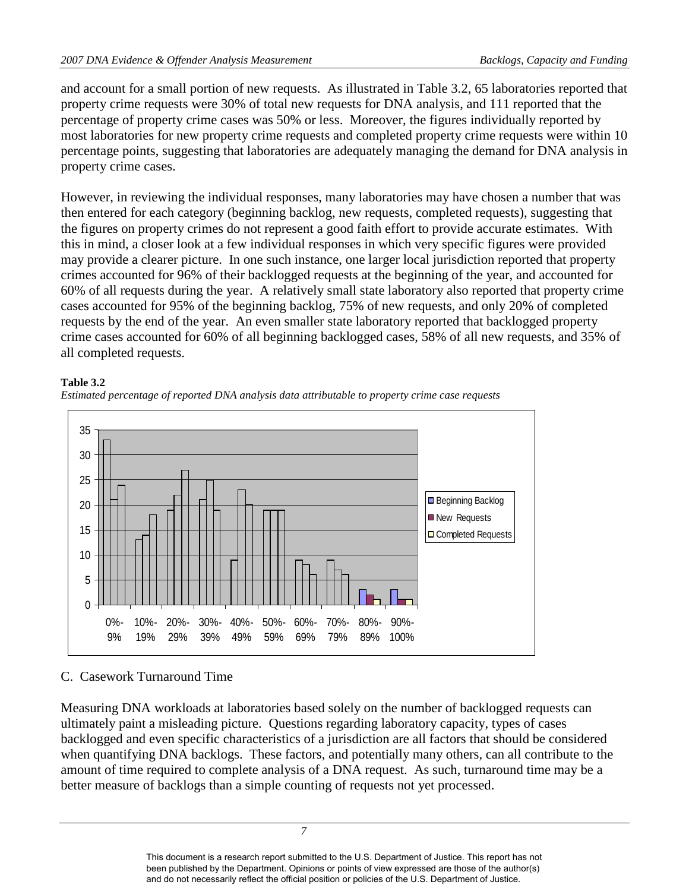and account for a small portion of new requests. As illustrated in Table 3.2, 65 laboratories reported that property crime requests were 30% of total new requests for DNA analysis, and 111 reported that the percentage of property crime cases was 50% or less. Moreover, the figures individually reported by most laboratories for new property crime requests and completed property crime requests were within 10 percentage points, suggesting that laboratories are adequately managing the demand for DNA analysis in property crime cases.

However, in reviewing the individual responses, many laboratories may have chosen a number that was then entered for each category (beginning backlog, new requests, completed requests), suggesting that the figures on property crimes do not represent a good faith effort to provide accurate estimates. With this in mind, a closer look at a few individual responses in which very specific figures were provided may provide a clearer picture. In one such instance, one larger local jurisdiction reported that property crimes accounted for 96% of their backlogged requests at the beginning of the year, and accounted for 60% of all requests during the year. A relatively small state laboratory also reported that property crime cases accounted for 95% of the beginning backlog, 75% of new requests, and only 20% of completed requests by the end of the year. An even smaller state laboratory reported that backlogged property crime cases accounted for 60% of all beginning backlogged cases, 58% of all new requests, and 35% of all completed requests.

**Table 3.2**

*Estimated percentage of reported DNA analysis data attributable to property crime case requests*

| | Beginning Backlog | New Requests | Completed Requests |
|---|---|---|---|
| 0%-9% | 33 | 21 | 24 |
| 10%-19% | 13 | 14 | 18 |
| 20%-29% | 19 | 22 | 27 |
| 30%-39% | 21 | 25 | 19 |
| 40%-49% | 9 | 23 | 20 |
| 50%-59% | 19 | 19 | 19 |
| 60%-69% | 9 | 8 | 6 |
| 70%-79% | 9 | 7 | 6 |
| 80%-89% | 3 | 2 | 1 |
| 90%-100% | 3 | 1 | 1 |

## C. Casework Turnaround Time

Measuring DNA workloads at laboratories based solely on the number of backlogged requests can ultimately paint a misleading picture. Questions regarding laboratory capacity, types of cases backlogged and even specific characteristics of a jurisdiction are all factors that should be considered when quantifying DNA backlogs. These factors, and potentially many others, can all contribute to the amount of time required to complete analysis of a DNA request. As such, turnaround time may be a better measure of backlogs than a simple counting of requests not yet processed.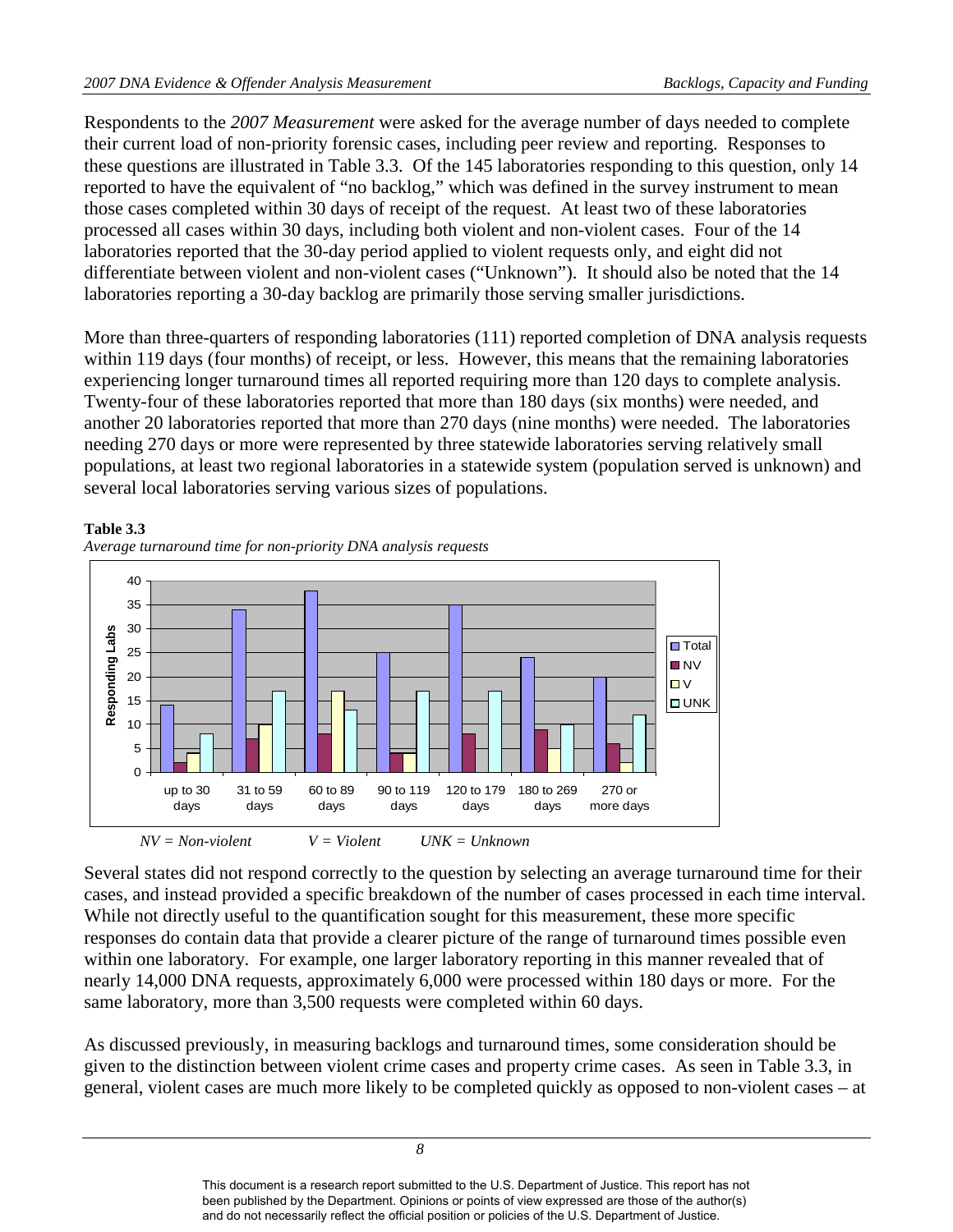Respondents to the *2007 Measurement* were asked for the average number of days needed to complete their current load of non-priority forensic cases, including peer review and reporting. Responses to these questions are illustrated in Table 3.3. Of the 145 laboratories responding to this question, only 14 reported to have the equivalent of "no backlog," which was defined in the survey instrument to mean those cases completed within 30 days of receipt of the request. At least two of these laboratories processed all cases within 30 days, including both violent and non-violent cases. Four of the 14 laboratories reported that the 30-day period applied to violent requests only, and eight did not differentiate between violent and non-violent cases ("Unknown"). It should also be noted that the 14 laboratories reporting a 30-day backlog are primarily those serving smaller jurisdictions.

More than three-quarters of responding laboratories (111) reported completion of DNA analysis requests within 119 days (four months) of receipt, or less. However, this means that the remaining laboratories experiencing longer turnaround times all reported requiring more than 120 days to complete analysis. Twenty-four of these laboratories reported that more than 180 days (six months) were needed, and another 20 laboratories reported that more than 270 days (nine months) were needed. The laboratories needing 270 days or more were represented by three statewide laboratories serving relatively small populations, at least two regional laboratories in a statewide system (population served is unknown) and several local laboratories serving various sizes of populations.

**Table 3.3**

*Average turnaround time for non-priority DNA analysis requests*

| Responding Labs | Total | NV | V | UNK |
|---|---|---|---|---|
| up to 30 days | 14 | 2 | 4 | 8 |
| 31 to 59 days | 34 | 7 | 10 | 17 |
| 60 to 89 days | 38 | 8 | 17 | 13 |
| 90 to 119 days | 25 | 4 | 4 | 17 |
| 120 to 179 days | 35 | 8 | 0 | 17 |
| 180 to 269 days | 24 | 9 | 5 | 10 |
| 270 or more days | 20 | 6 | 2 | 12 |

*NV = Non-violent V = Violent UNK = Unknown*

Several states did not respond correctly to the question by selecting an average turnaround time for their cases, and instead provided a specific breakdown of the number of cases processed in each time interval. While not directly useful to the quantification sought for this measurement, these more specific responses do contain data that provide a clearer picture of the range of turnaround times possible even within one laboratory. For example, one larger laboratory reporting in this manner revealed that of nearly 14,000 DNA requests, approximately 6,000 were processed within 180 days or more. For the same laboratory, more than 3,500 requests were completed within 60 days.

As discussed previously, in measuring backlogs and turnaround times, some consideration should be given to the distinction between violent crime cases and property crime cases. As seen in Table 3.3, in general, violent cases are much more likely to be completed quickly as opposed to non-violent cases – at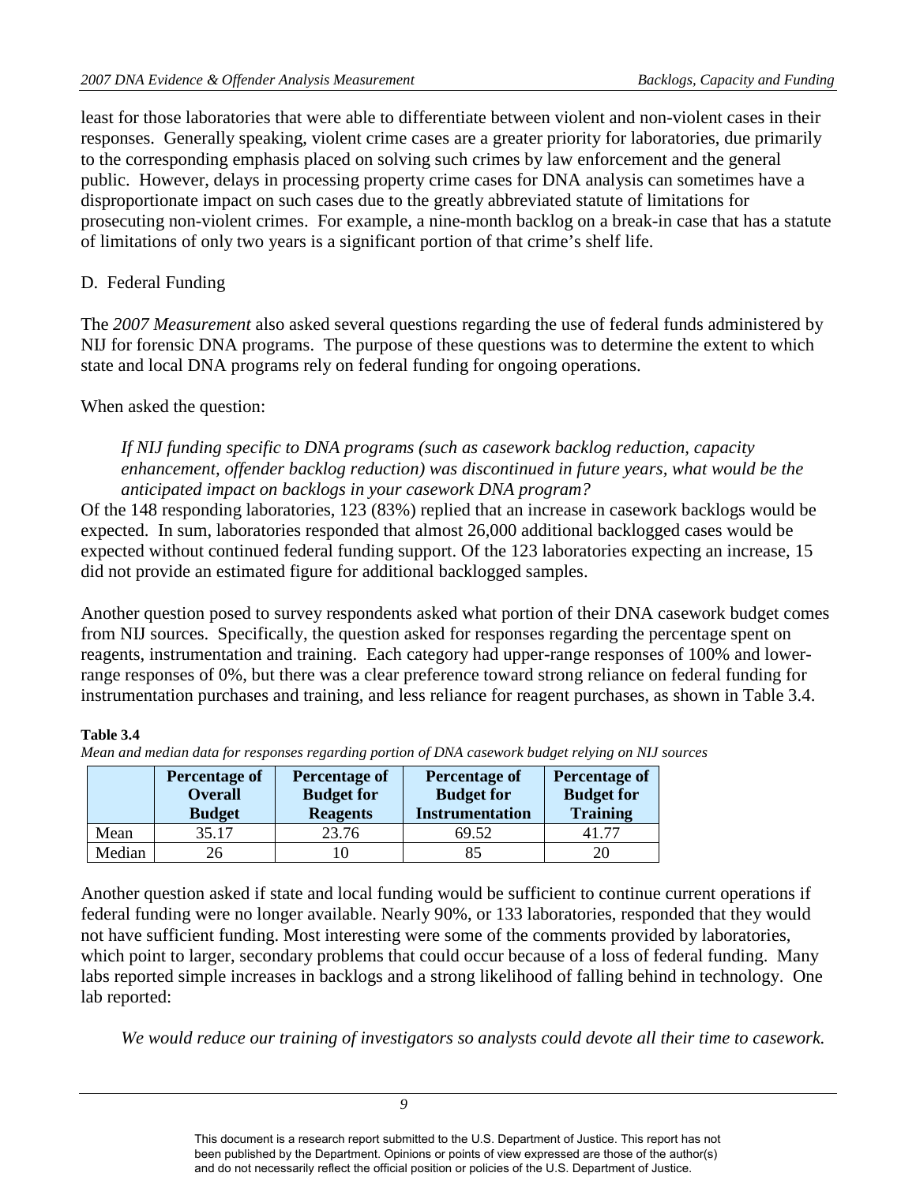least for those laboratories that were able to differentiate between violent and non-violent cases in their responses. Generally speaking, violent crime cases are a greater priority for laboratories, due primarily to the corresponding emphasis placed on solving such crimes by law enforcement and the general public. However, delays in processing property crime cases for DNA analysis can sometimes have a disproportionate impact on such cases due to the greatly abbreviated statute of limitations for prosecuting non-violent crimes. For example, a nine-month backlog on a break-in case that has a statute of limitations of only two years is a significant portion of that crime's shelf life.

## D. Federal Funding

The *2007 Measurement* also asked several questions regarding the use of federal funds administered by NIJ for forensic DNA programs. The purpose of these questions was to determine the extent to which state and local DNA programs rely on federal funding for ongoing operations.

When asked the question:

> *If NIJ funding specific to DNA programs (such as casework backlog reduction, capacity enhancement, offender backlog reduction) was discontinued in future years, what would be the anticipated impact on backlogs in your casework DNA program?*

Of the 148 responding laboratories, 123 (83%) replied that an increase in casework backlogs would be expected. In sum, laboratories responded that almost 26,000 additional backlogged cases would be expected without continued federal funding support. Of the 123 laboratories expecting an increase, 15 did not provide an estimated figure for additional backlogged samples.

Another question posed to survey respondents asked what portion of their DNA casework budget comes from NIJ sources. Specifically, the question asked for responses regarding the percentage spent on reagents, instrumentation and training. Each category had upper-range responses of 100% and lower-range responses of 0%, but there was a clear preference toward strong reliance on federal funding for instrumentation purchases and training, and less reliance for reagent purchases, as shown in Table 3.4.

**Table 3.4**
*Mean and median data for responses regarding portion of DNA casework budget relying on NIJ sources*

| | Percentage of Overall Budget | Percentage of Budget for Reagents | Percentage of Budget for Instrumentation | Percentage of Budget for Training |
|---|---|---|---|---|
| Mean | 35.17 | 23.76 | 69.52 | 41.77 |
| Median | 26 | 10 | 85 | 20 |

Another question asked if state and local funding would be sufficient to continue current operations if federal funding were no longer available. Nearly 90%, or 133 laboratories, responded that they would not have sufficient funding. Most interesting were some of the comments provided by laboratories, which point to larger, secondary problems that could occur because of a loss of federal funding. Many labs reported simple increases in backlogs and a strong likelihood of falling behind in technology. One lab reported:

> *We would reduce our training of investigators so analysts could devote all their time to casework.*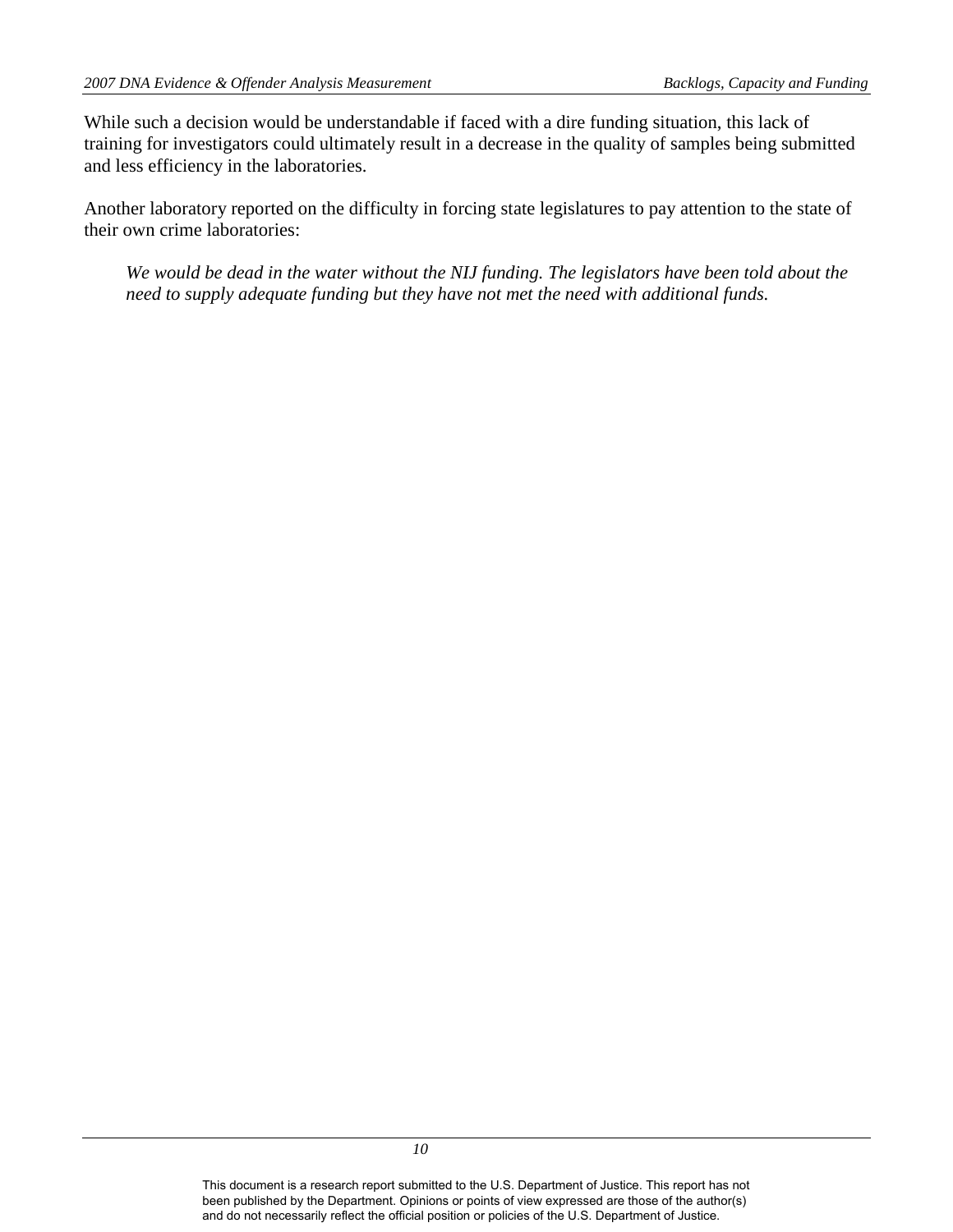While such a decision would be understandable if faced with a dire funding situation, this lack of training for investigators could ultimately result in a decrease in the quality of samples being submitted and less efficiency in the laboratories.

Another laboratory reported on the difficulty in forcing state legislatures to pay attention to the state of their own crime laboratories:

> *We would be dead in the water without the NIJ funding. The legislators have been told about the need to supply adequate funding but they have not met the need with additional funds.*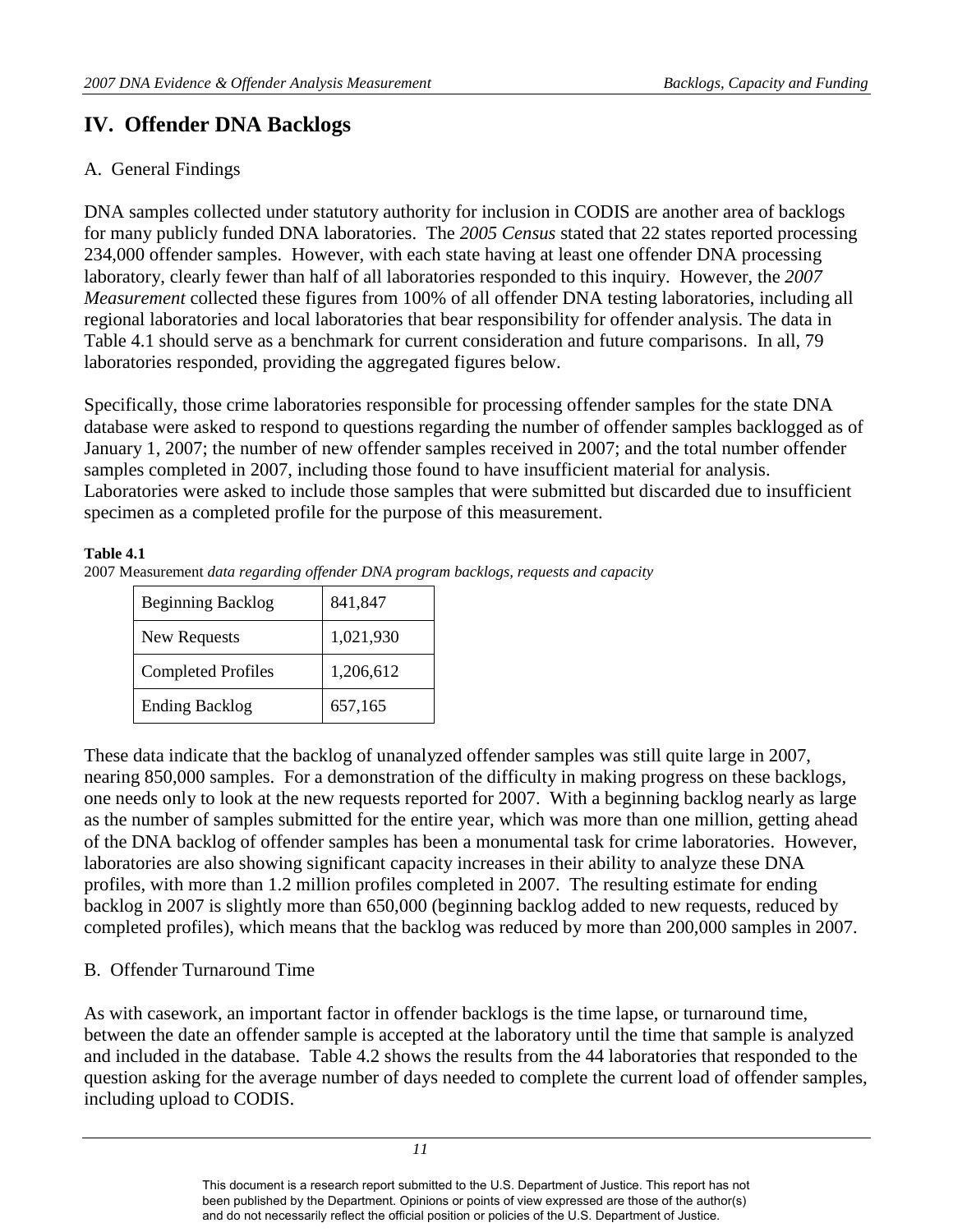## IV. Offender DNA Backlogs

### A. General Findings

DNA samples collected under statutory authority for inclusion in CODIS are another area of backlogs for many publicly funded DNA laboratories. The *2005 Census* stated that 22 states reported processing 234,000 offender samples. However, with each state having at least one offender DNA processing laboratory, clearly fewer than half of all laboratories responded to this inquiry. However, the *2007 Measurement* collected these figures from 100% of all offender DNA testing laboratories, including all regional laboratories and local laboratories that bear responsibility for offender analysis. The data in Table 4.1 should serve as a benchmark for current consideration and future comparisons. In all, 79 laboratories responded, providing the aggregated figures below.

Specifically, those crime laboratories responsible for processing offender samples for the state DNA database were asked to respond to questions regarding the number of offender samples backlogged as of January 1, 2007; the number of new offender samples received in 2007; and the total number offender samples completed in 2007, including those found to have insufficient material for analysis. Laboratories were asked to include those samples that were submitted but discarded due to insufficient specimen as a completed profile for the purpose of this measurement.

**Table 4.1**
2007 Measurement *data regarding offender DNA program backlogs, requests and capacity*

| | |
|---|---|
| Beginning Backlog | 841,847 |
| New Requests | 1,021,930 |
| Completed Profiles | 1,206,612 |
| Ending Backlog | 657,165 |

These data indicate that the backlog of unanalyzed offender samples was still quite large in 2007, nearing 850,000 samples. For a demonstration of the difficulty in making progress on these backlogs, one needs only to look at the new requests reported for 2007. With a beginning backlog nearly as large as the number of samples submitted for the entire year, which was more than one million, getting ahead of the DNA backlog of offender samples has been a monumental task for crime laboratories. However, laboratories are also showing significant capacity increases in their ability to analyze these DNA profiles, with more than 1.2 million profiles completed in 2007. The resulting estimate for ending backlog in 2007 is slightly more than 650,000 (beginning backlog added to new requests, reduced by completed profiles), which means that the backlog was reduced by more than 200,000 samples in 2007.

### B. Offender Turnaround Time

As with casework, an important factor in offender backlogs is the time lapse, or turnaround time, between the date an offender sample is accepted at the laboratory until the time that sample is analyzed and included in the database. Table 4.2 shows the results from the 44 laboratories that responded to the question asking for the average number of days needed to complete the current load of offender samples, including upload to CODIS.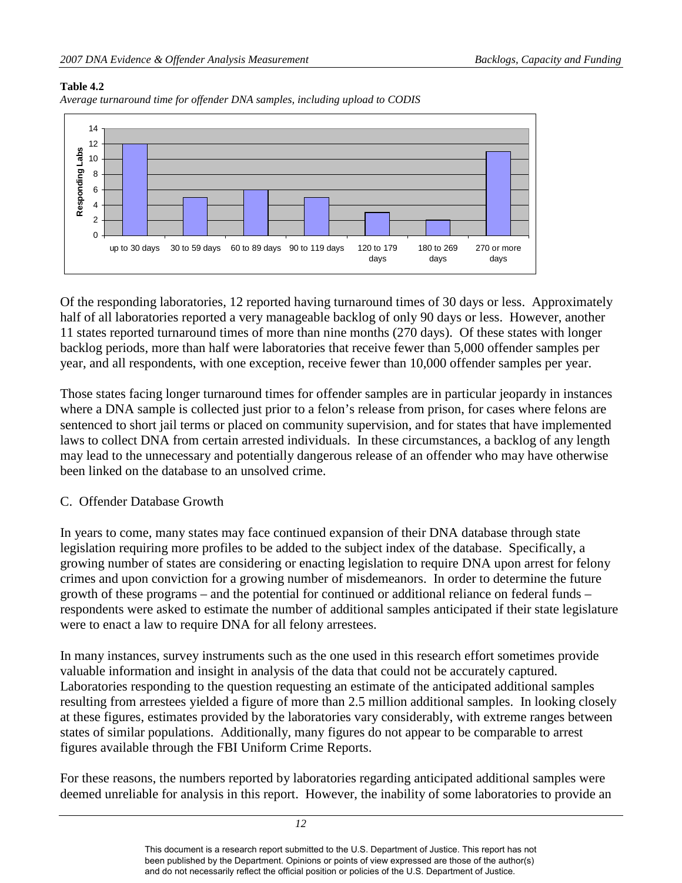**Table 4.2**

*Average turnaround time for offender DNA samples, including upload to CODIS*

| Turnaround time | Responding Labs |
|---|---|
| up to 30 days | 12 |
| 30 to 59 days | 5 |
| 60 to 89 days | 6 |
| 90 to 119 days | 5 |
| 120 to 179 days | 3 |
| 180 to 269 days | 2 |
| 270 or more days | 11 |

Of the responding laboratories, 12 reported having turnaround times of 30 days or less. Approximately half of all laboratories reported a very manageable backlog of only 90 days or less. However, another 11 states reported turnaround times of more than nine months (270 days). Of these states with longer backlog periods, more than half were laboratories that receive fewer than 5,000 offender samples per year, and all respondents, with one exception, receive fewer than 10,000 offender samples per year.

Those states facing longer turnaround times for offender samples are in particular jeopardy in instances where a DNA sample is collected just prior to a felon's release from prison, for cases where felons are sentenced to short jail terms or placed on community supervision, and for states that have implemented laws to collect DNA from certain arrested individuals. In these circumstances, a backlog of any length may lead to the unnecessary and potentially dangerous release of an offender who may have otherwise been linked on the database to an unsolved crime.

## C. Offender Database Growth

In years to come, many states may face continued expansion of their DNA database through state legislation requiring more profiles to be added to the subject index of the database. Specifically, a growing number of states are considering or enacting legislation to require DNA upon arrest for felony crimes and upon conviction for a growing number of misdemeanors. In order to determine the future growth of these programs – and the potential for continued or additional reliance on federal funds – respondents were asked to estimate the number of additional samples anticipated if their state legislature were to enact a law to require DNA for all felony arrestees.

In many instances, survey instruments such as the one used in this research effort sometimes provide valuable information and insight in analysis of the data that could not be accurately captured. Laboratories responding to the question requesting an estimate of the anticipated additional samples resulting from arrestees yielded a figure of more than 2.5 million additional samples. In looking closely at these figures, estimates provided by the laboratories vary considerably, with extreme ranges between states of similar populations. Additionally, many figures do not appear to be comparable to arrest figures available through the FBI Uniform Crime Reports.

For these reasons, the numbers reported by laboratories regarding anticipated additional samples were deemed unreliable for analysis in this report. However, the inability of some laboratories to provide an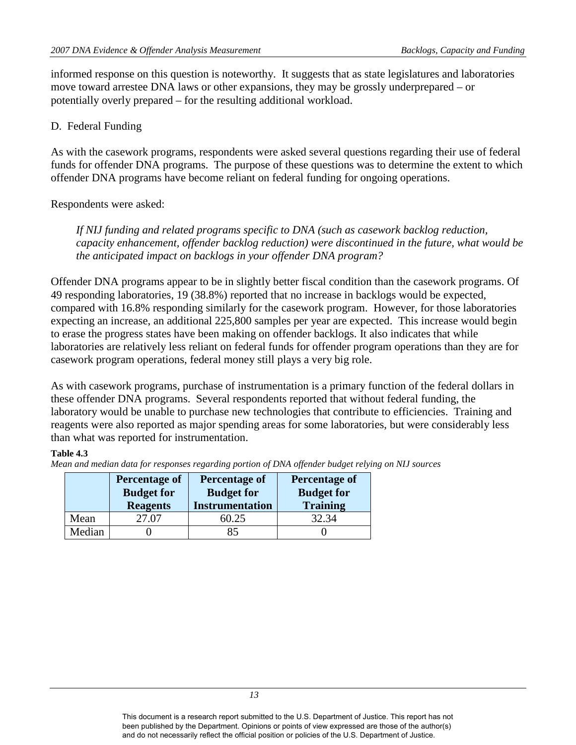informed response on this question is noteworthy. It suggests that as state legislatures and laboratories move toward arrestee DNA laws or other expansions, they may be grossly underprepared – or potentially overly prepared – for the resulting additional workload.

D. Federal Funding

As with the casework programs, respondents were asked several questions regarding their use of federal funds for offender DNA programs. The purpose of these questions was to determine the extent to which offender DNA programs have become reliant on federal funding for ongoing operations.

Respondents were asked:

> *If NIJ funding and related programs specific to DNA (such as casework backlog reduction, capacity enhancement, offender backlog reduction) were discontinued in the future, what would be the anticipated impact on backlogs in your offender DNA program?*

Offender DNA programs appear to be in slightly better fiscal condition than the casework programs. Of 49 responding laboratories, 19 (38.8%) reported that no increase in backlogs would be expected, compared with 16.8% responding similarly for the casework program. However, for those laboratories expecting an increase, an additional 225,800 samples per year are expected. This increase would begin to erase the progress states have been making on offender backlogs. It also indicates that while laboratories are relatively less reliant on federal funds for offender program operations than they are for casework program operations, federal money still plays a very big role.

As with casework programs, purchase of instrumentation is a primary function of the federal dollars in these offender DNA programs. Several respondents reported that without federal funding, the laboratory would be unable to purchase new technologies that contribute to efficiencies. Training and reagents were also reported as major spending areas for some laboratories, but were considerably less than what was reported for instrumentation.

**Table 4.3**

*Mean and median data for responses regarding portion of DNA offender budget relying on NIJ sources*

| | Percentage of Budget for Reagents | Percentage of Budget for Instrumentation | Percentage of Budget for Training |
|---|---|---|---|
| Mean | 27.07 | 60.25 | 32.34 |
| Median | 0 | 85 | 0 |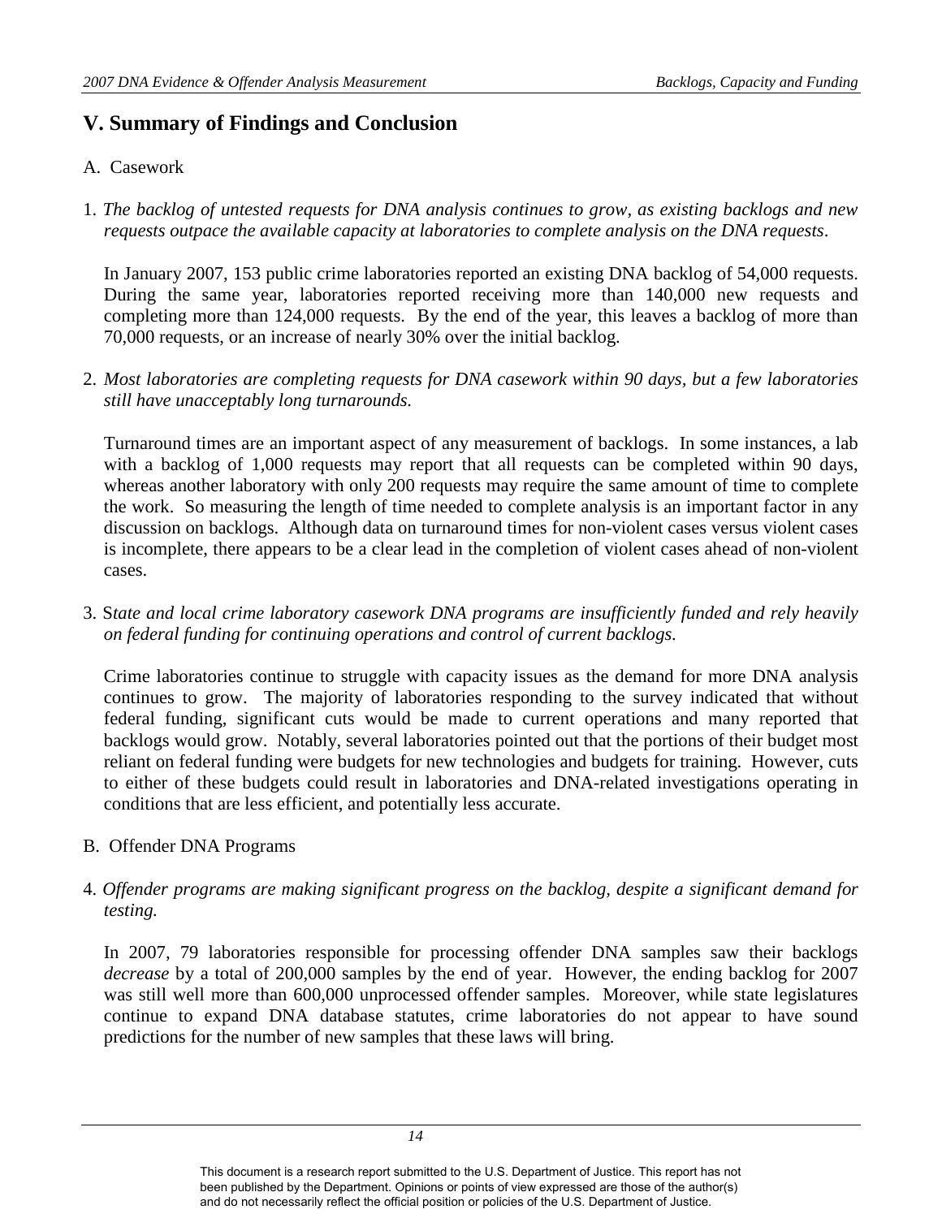## V. Summary of Findings and Conclusion

A. Casework

1. *The backlog of untested requests for DNA analysis continues to grow, as existing backlogs and new requests outpace the available capacity at laboratories to complete analysis on the DNA requests.*

   In January 2007, 153 public crime laboratories reported an existing DNA backlog of 54,000 requests. During the same year, laboratories reported receiving more than 140,000 new requests and completing more than 124,000 requests. By the end of the year, this leaves a backlog of more than 70,000 requests, or an increase of nearly 30% over the initial backlog.

2. *Most laboratories are completing requests for DNA casework within 90 days, but a few laboratories still have unacceptably long turnarounds.*

   Turnaround times are an important aspect of any measurement of backlogs. In some instances, a lab with a backlog of 1,000 requests may report that all requests can be completed within 90 days, whereas another laboratory with only 200 requests may require the same amount of time to complete the work. So measuring the length of time needed to complete analysis is an important factor in any discussion on backlogs. Although data on turnaround times for non-violent cases versus violent cases is incomplete, there appears to be a clear lead in the completion of violent cases ahead of non-violent cases.

3. S*tate and local crime laboratory casework DNA programs are insufficiently funded and rely heavily on federal funding for continuing operations and control of current backlogs.*

   Crime laboratories continue to struggle with capacity issues as the demand for more DNA analysis continues to grow. The majority of laboratories responding to the survey indicated that without federal funding, significant cuts would be made to current operations and many reported that backlogs would grow. Notably, several laboratories pointed out that the portions of their budget most reliant on federal funding were budgets for new technologies and budgets for training. However, cuts to either of these budgets could result in laboratories and DNA-related investigations operating in conditions that are less efficient, and potentially less accurate.

B. Offender DNA Programs

4. *Offender programs are making significant progress on the backlog, despite a significant demand for testing.*

   In 2007, 79 laboratories responsible for processing offender DNA samples saw their backlogs *decrease* by a total of 200,000 samples by the end of year. However, the ending backlog for 2007 was still well more than 600,000 unprocessed offender samples. Moreover, while state legislatures continue to expand DNA database statutes, crime laboratories do not appear to have sound predictions for the number of new samples that these laws will bring.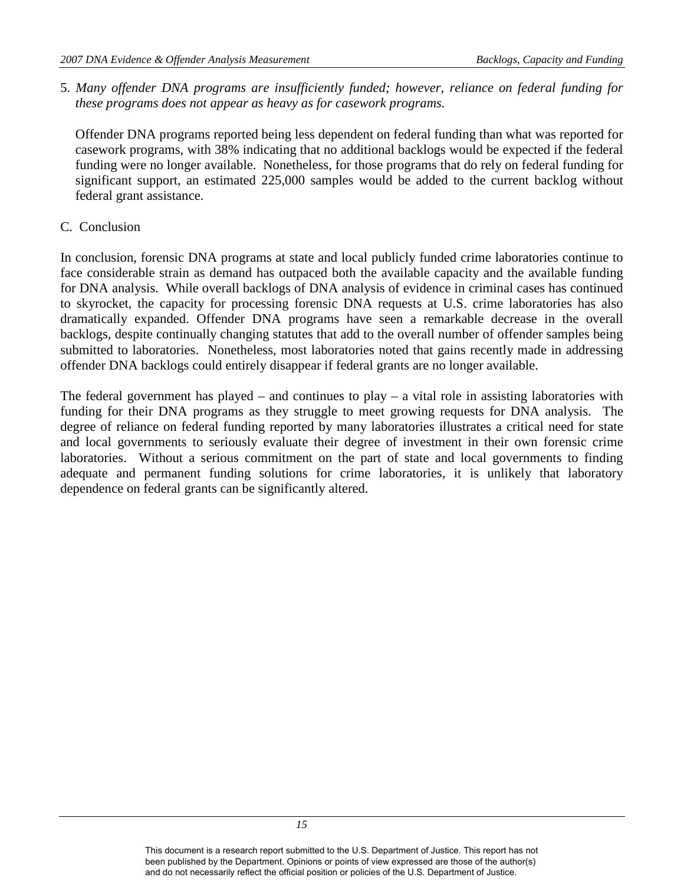5. *Many offender DNA programs are insufficiently funded; however, reliance on federal funding for these programs does not appear as heavy as for casework programs.*

   Offender DNA programs reported being less dependent on federal funding than what was reported for casework programs, with 38% indicating that no additional backlogs would be expected if the federal funding were no longer available. Nonetheless, for those programs that do rely on federal funding for significant support, an estimated 225,000 samples would be added to the current backlog without federal grant assistance.

## C. Conclusion

In conclusion, forensic DNA programs at state and local publicly funded crime laboratories continue to face considerable strain as demand has outpaced both the available capacity and the available funding for DNA analysis. While overall backlogs of DNA analysis of evidence in criminal cases has continued to skyrocket, the capacity for processing forensic DNA requests at U.S. crime laboratories has also dramatically expanded. Offender DNA programs have seen a remarkable decrease in the overall backlogs, despite continually changing statutes that add to the overall number of offender samples being submitted to laboratories. Nonetheless, most laboratories noted that gains recently made in addressing offender DNA backlogs could entirely disappear if federal grants are no longer available.

The federal government has played – and continues to play – a vital role in assisting laboratories with funding for their DNA programs as they struggle to meet growing requests for DNA analysis. The degree of reliance on federal funding reported by many laboratories illustrates a critical need for state and local governments to seriously evaluate their degree of investment in their own forensic crime laboratories. Without a serious commitment on the part of state and local governments to finding adequate and permanent funding solutions for crime laboratories, it is unlikely that laboratory dependence on federal grants can be significantly altered.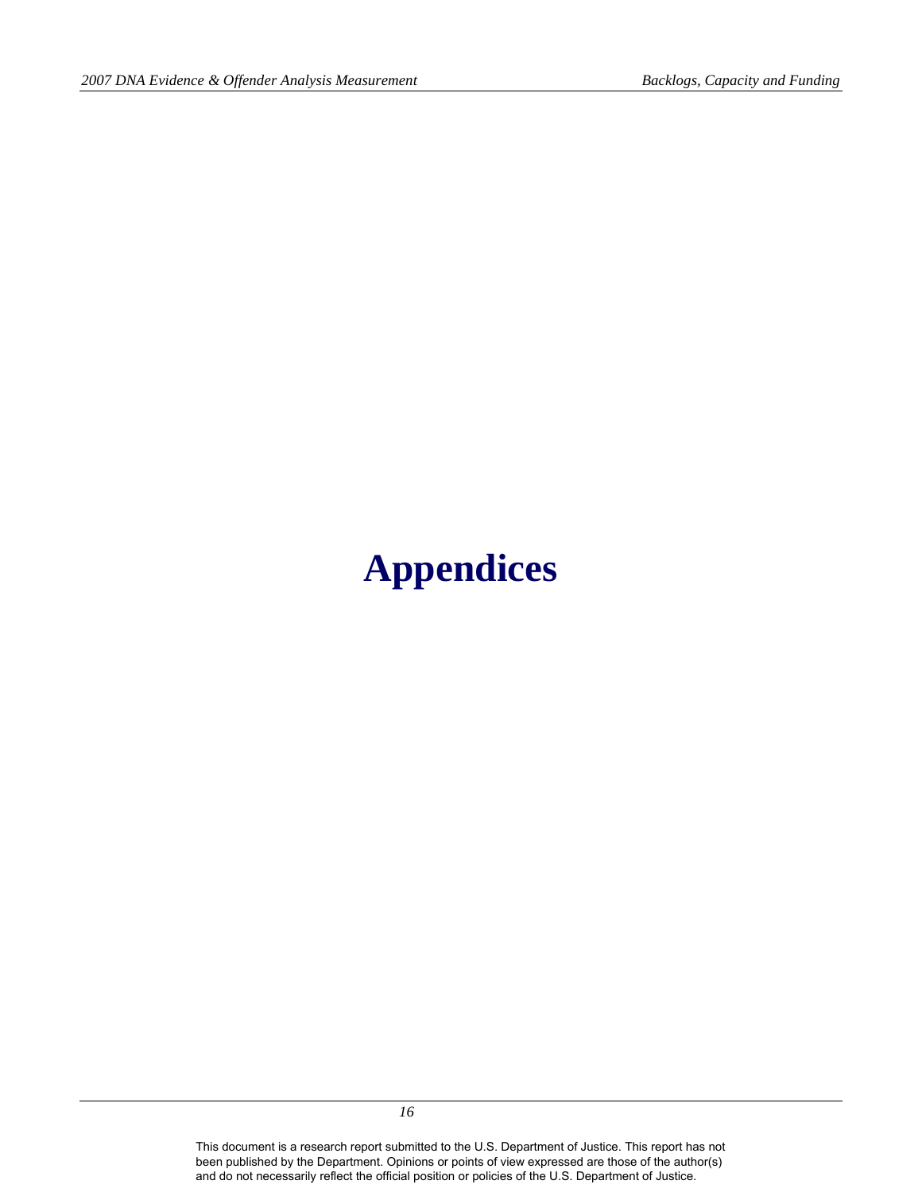# Appendices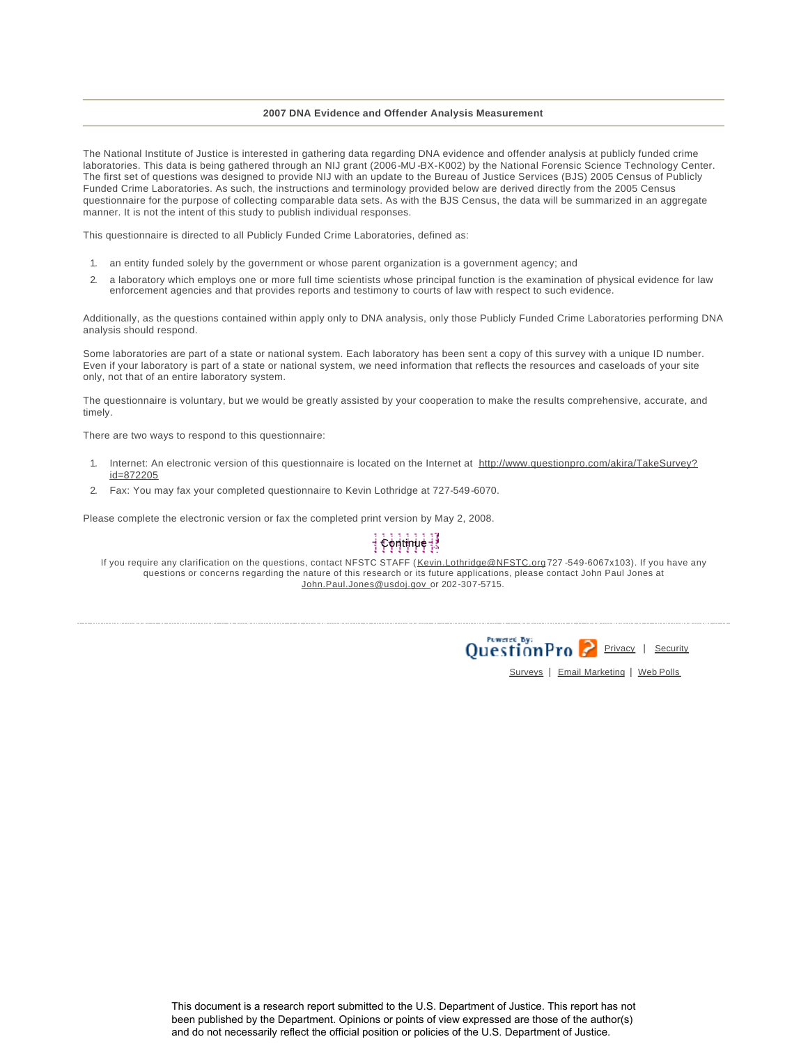**2007 DNA Evidence and Offender Analysis Measurement**

The National Institute of Justice is interested in gathering data regarding DNA evidence and offender analysis at publicly funded crime laboratories. This data is being gathered through an NIJ grant (2006-MU-BX-K002) by the National Forensic Science Technology Center. The first set of questions was designed to provide NIJ with an update to the Bureau of Justice Services (BJS) 2005 Census of Publicly Funded Crime Laboratories. As such, the instructions and terminology provided below are derived directly from the 2005 Census questionnaire for the purpose of collecting comparable data sets. As with the BJS Census, the data will be summarized in an aggregate manner. It is not the intent of this study to publish individual responses.

This questionnaire is directed to all Publicly Funded Crime Laboratories, defined as:

1. an entity funded solely by the government or whose parent organization is a government agency; and
2. a laboratory which employs one or more full time scientists whose principal function is the examination of physical evidence for law enforcement agencies and that provides reports and testimony to courts of law with respect to such evidence.

Additionally, as the questions contained within apply only to DNA analysis, only those Publicly Funded Crime Laboratories performing DNA analysis should respond.

Some laboratories are part of a state or national system. Each laboratory has been sent a copy of this survey with a unique ID number. Even if your laboratory is part of a state or national system, we need information that reflects the resources and caseloads of your site only, not that of an entire laboratory system.

The questionnaire is voluntary, but we would be greatly assisted by your cooperation to make the results comprehensive, accurate, and timely.

There are two ways to respond to this questionnaire:

1. Internet: An electronic version of this questionnaire is located on the Internet at http://www.questionpro.com/akira/TakeSurvey?id=872205
2. Fax: You may fax your completed questionnaire to Kevin Lothridge at 727-549-6070.

Please complete the electronic version or fax the completed print version by May 2, 2008.

Continue

If you require any clarification on the questions, contact NFSTC STAFF (Kevin.Lothridge@NFSTC.org 727-549-6067x103). If you have any questions or concerns regarding the nature of this research or its future applications, please contact John Paul Jones at John.Paul.Jones@usdoj.gov or 202-307-5715.

Powered By: QuestionPro | Privacy | Security

Surveys | Email Marketing | Web Polls

This document is a research report submitted to the U.S. Department of Justice. This report has not been published by the Department. Opinions or points of view expressed are those of the author(s) and do not necessarily reflect the official position or policies of the U.S. Department of Justice.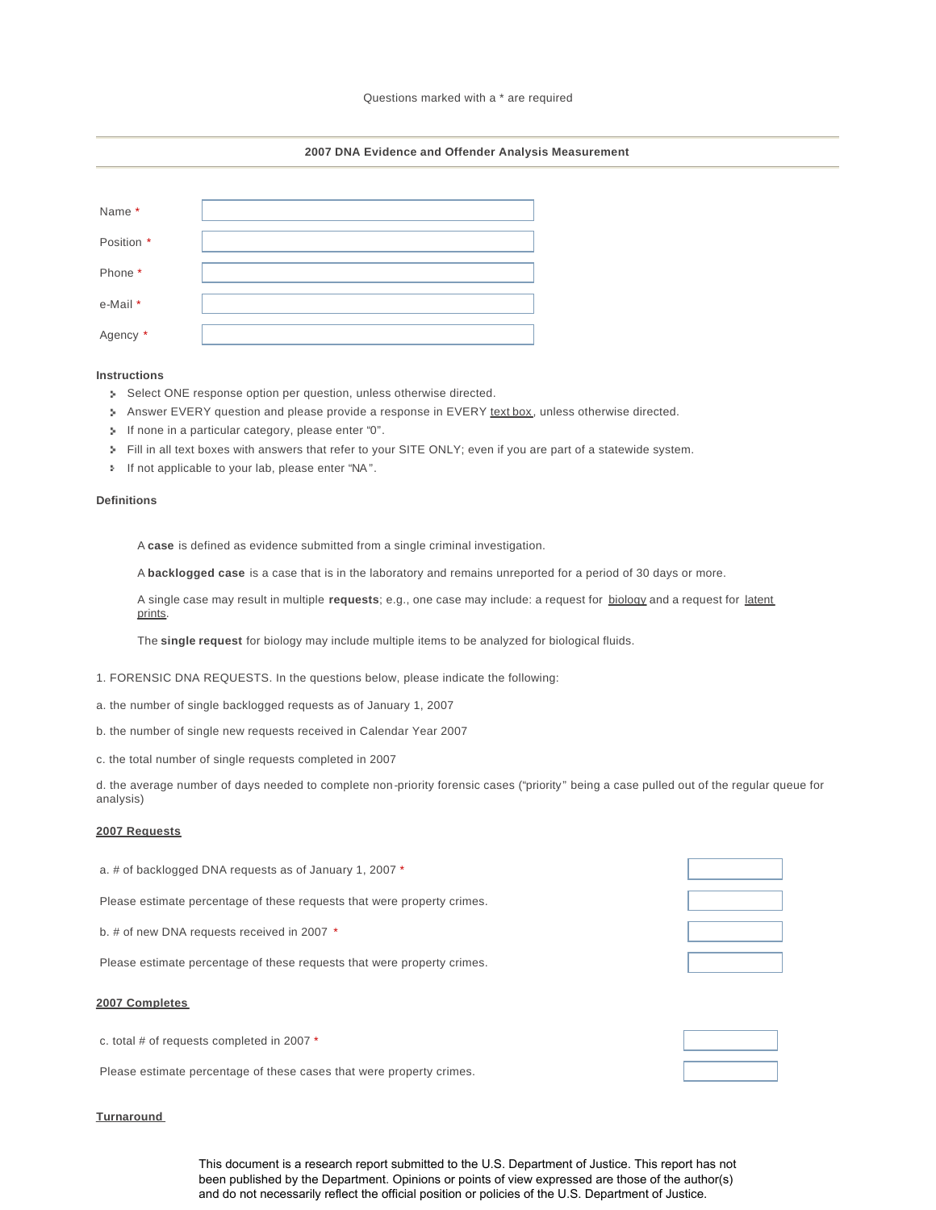Questions marked with a * are required

## 2007 DNA Evidence and Offender Analysis Measurement

| | |
|---|---|
| Name * | |
| Position * | |
| Phone * | |
| e-Mail * | |
| Agency * | |

### Instructions

- Select ONE response option per question, unless otherwise directed.
- Answer EVERY question and please provide a response in EVERY text box, unless otherwise directed.
- If none in a particular category, please enter "0".
- Fill in all text boxes with answers that refer to your SITE ONLY; even if you are part of a statewide system.
- If not applicable to your lab, please enter "NA".

### Definitions

A **case** is defined as evidence submitted from a single criminal investigation.

A **backlogged case** is a case that is in the laboratory and remains unreported for a period of 30 days or more.

A single case may result in multiple **requests**; e.g., one case may include: a request for biology and a request for latent prints.

The **single request** for biology may include multiple items to be analyzed for biological fluids.

1. FORENSIC DNA REQUESTS. In the questions below, please indicate the following:

a. the number of single backlogged requests as of January 1, 2007

b. the number of single new requests received in Calendar Year 2007

c. the total number of single requests completed in 2007

d. the average number of days needed to complete non-priority forensic cases ("priority" being a case pulled out of the regular queue for analysis)

**2007 Requests**

| | |
|---|---|
| a. # of backlogged DNA requests as of January 1, 2007 * | |
| Please estimate percentage of these requests that were property crimes. | |
| b. # of new DNA requests received in 2007 * | |
| Please estimate percentage of these requests that were property crimes. | |

**2007 Completes**

| | |
|---|---|
| c. total # of requests completed in 2007 * | |
| Please estimate percentage of these cases that were property crimes. | |

**Turnaround**

This document is a research report submitted to the U.S. Department of Justice. This report has not been published by the Department. Opinions or points of view expressed are those of the author(s) and do not necessarily reflect the official position or policies of the U.S. Department of Justice.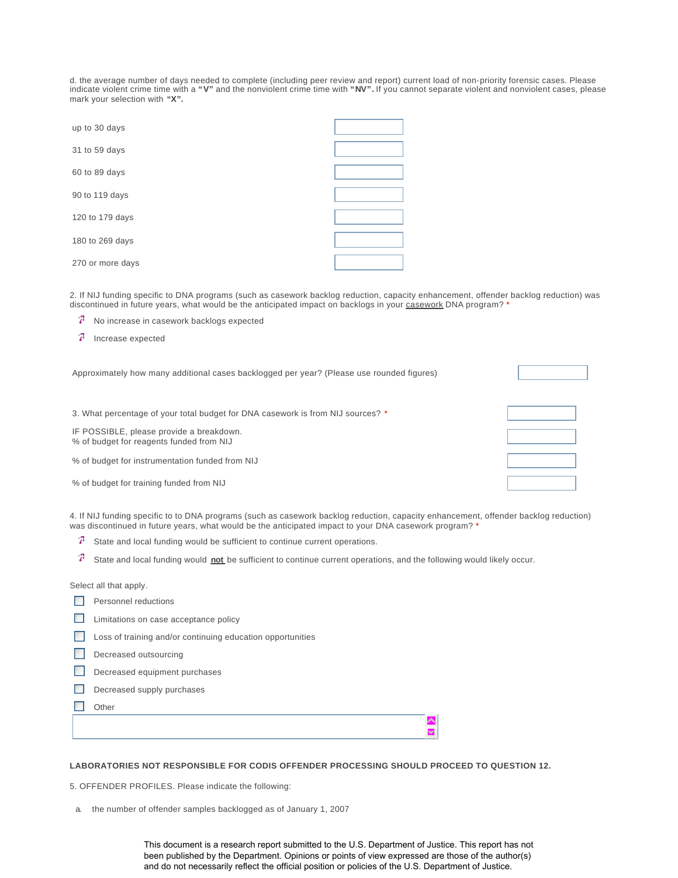d. the average number of days needed to complete (including peer review and report) current load of non-priority forensic cases. Please indicate violent crime time with a **"V"** and the nonviolent crime time with **"NV".** If you cannot separate violent and nonviolent cases, please mark your selection with **"X".**

| | |
|---|---|
| up to 30 days | |
| 31 to 59 days | |
| 60 to 89 days | |
| 90 to 119 days | |
| 120 to 179 days | |
| 180 to 269 days | |
| 270 or more days | |

2. If NIJ funding specific to DNA programs (such as casework backlog reduction, capacity enhancement, offender backlog reduction) was discontinued in future years, what would be the anticipated impact on backlogs in your casework DNA program? *

- No increase in casework backlogs expected
- Increase expected

Approximately how many additional cases backlogged per year? (Please use rounded figures)

3. What percentage of your total budget for DNA casework is from NIJ sources? *

IF POSSIBLE, please provide a breakdown.
% of budget for reagents funded from NIJ

% of budget for instrumentation funded from NIJ

% of budget for training funded from NIJ

4. If NIJ funding specific to to DNA programs (such as casework backlog reduction, capacity enhancement, offender backlog reduction) was discontinued in future years, what would be the anticipated impact to your DNA casework program? *

- State and local funding would be sufficient to continue current operations.
- State and local funding would **not** be sufficient to continue current operations, and the following would likely occur.

Select all that apply.

- [ ] Personnel reductions
- [ ] Limitations on case acceptance policy
- [ ] Loss of training and/or continuing education opportunities
- [ ] Decreased outsourcing
- [ ] Decreased equipment purchases
- [ ] Decreased supply purchases
- [ ] Other

**LABORATORIES NOT RESPONSIBLE FOR CODIS OFFENDER PROCESSING SHOULD PROCEED TO QUESTION 12.**

5. OFFENDER PROFILES. Please indicate the following:

a. the number of offender samples backlogged as of January 1, 2007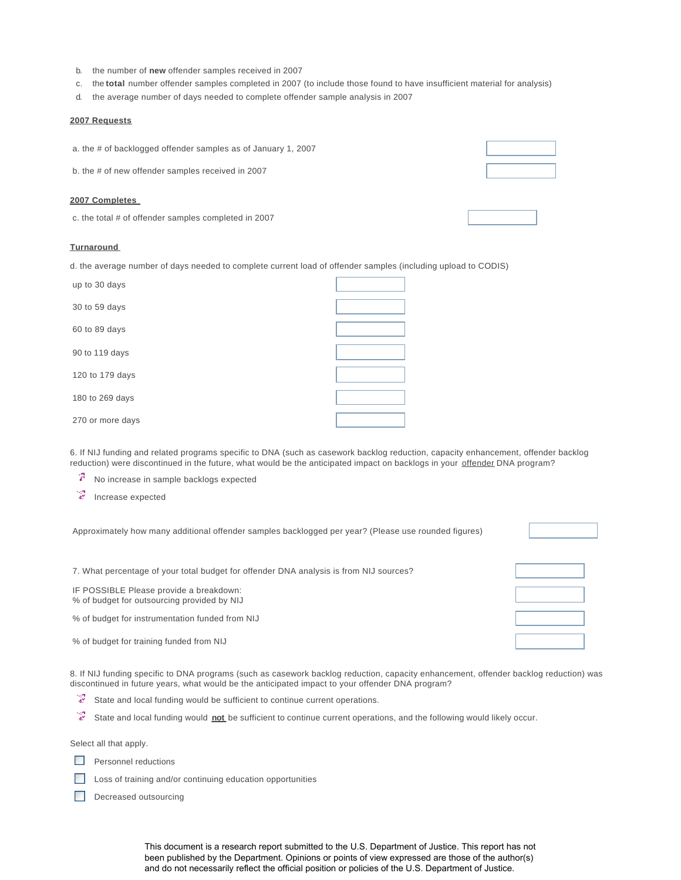b. the number of **new** offender samples received in 2007
c. the **total** number offender samples completed in 2007 (to include those found to have insufficient material for analysis)
d. the average number of days needed to complete offender sample analysis in 2007

**2007 Requests**

a. the # of backlogged offender samples as of January 1, 2007 ______

b. the # of new offender samples received in 2007 ______

**2007 Completes**

c. the total # of offender samples completed in 2007 ______

**Turnaround**

d. the average number of days needed to complete current load of offender samples (including upload to CODIS)

up to 30 days ______

30 to 59 days ______

60 to 89 days ______

90 to 119 days ______

120 to 179 days ______

180 to 269 days ______

270 or more days ______

6. If NIJ funding and related programs specific to DNA (such as casework backlog reduction, capacity enhancement, offender backlog reduction) were discontinued in the future, what would be the anticipated impact on backlogs in your offender DNA program?

- No increase in sample backlogs expected
- Increase expected

Approximately how many additional offender samples backlogged per year? (Please use rounded figures) ______

7. What percentage of your total budget for offender DNA analysis is from NIJ sources? ______

IF POSSIBLE Please provide a breakdown:
% of budget for outsourcing provided by NIJ ______

% of budget for instrumentation funded from NIJ ______

% of budget for training funded from NIJ ______

8. If NIJ funding specific to DNA programs (such as casework backlog reduction, capacity enhancement, offender backlog reduction) was discontinued in future years, what would be the anticipated impact to your offender DNA program?

- State and local funding would be sufficient to continue current operations.
- State and local funding would **not** be sufficient to continue current operations, and the following would likely occur.

Select all that apply.

- [ ] Personnel reductions
- [ ] Loss of training and/or continuing education opportunities
- [ ] Decreased outsourcing

This document is a research report submitted to the U.S. Department of Justice. This report has not been published by the Department. Opinions or points of view expressed are those of the author(s) and do not necessarily reflect the official position or policies of the U.S. Department of Justice.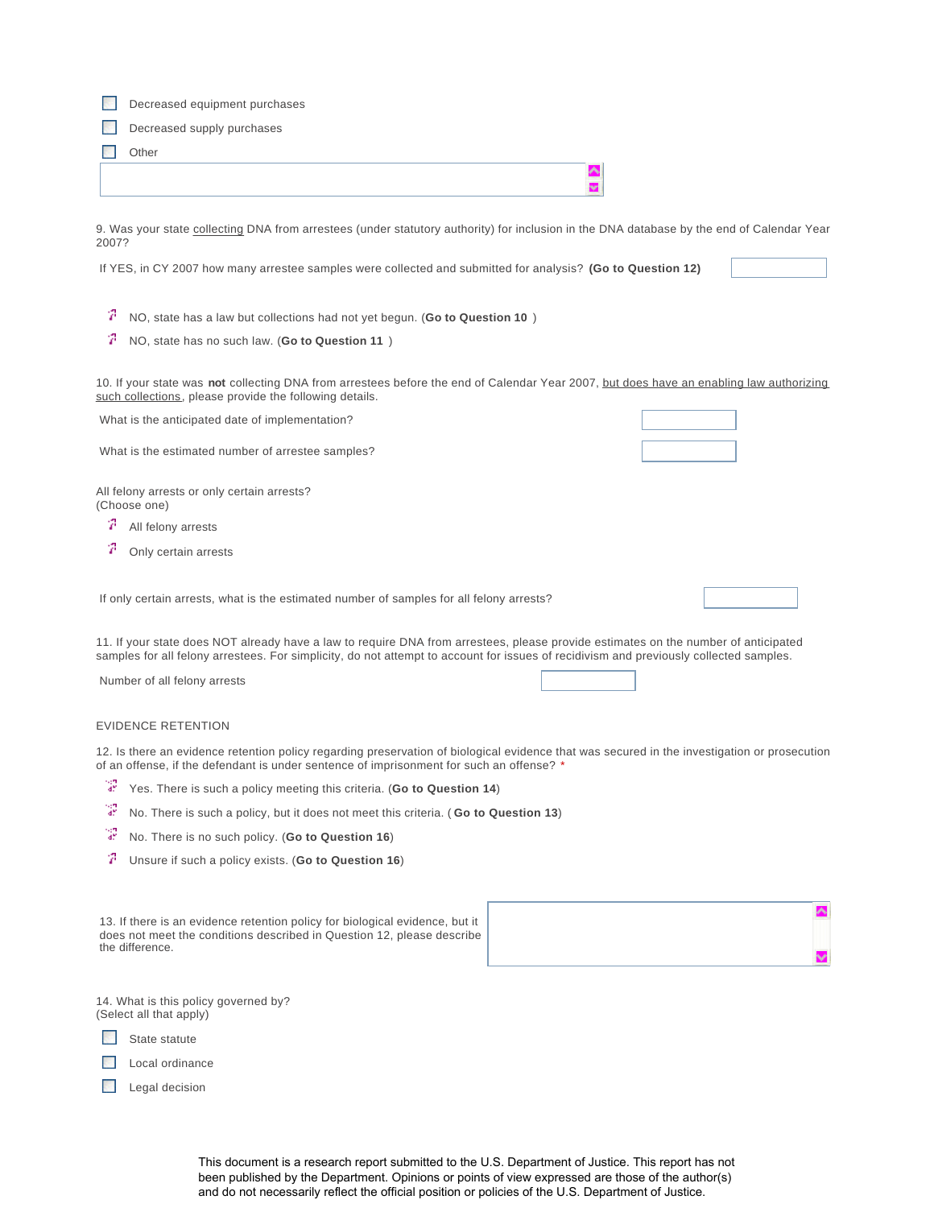- [ ] Decreased equipment purchases
- [ ] Decreased supply purchases
- [ ] Other

9. Was your state <u>collecting</u> DNA from arrestees (under statutory authority) for inclusion in the DNA database by the end of Calendar Year 2007?

If YES, in CY 2007 how many arrestee samples were collected and submitted for analysis? **(Go to Question 12)**

- NO, state has a law but collections had not yet begun. (**Go to Question 10** )
- NO, state has no such law. (**Go to Question 11** )

10. If your state was **not** collecting DNA from arrestees before the end of Calendar Year 2007, <u>but does have an enabling law authorizing such collections</u>, please provide the following details.

What is the anticipated date of implementation?

What is the estimated number of arrestee samples?

All felony arrests or only certain arrests?
(Choose one)

- All felony arrests
- Only certain arrests

If only certain arrests, what is the estimated number of samples for all felony arrests?

11. If your state does NOT already have a law to require DNA from arrestees, please provide estimates on the number of anticipated samples for all felony arrestees. For simplicity, do not attempt to account for issues of recidivism and previously collected samples.

Number of all felony arrests

EVIDENCE RETENTION

12. Is there an evidence retention policy regarding preservation of biological evidence that was secured in the investigation or prosecution of an offense, if the defendant is under sentence of imprisonment for such an offense? *

- Yes. There is such a policy meeting this criteria. (**Go to Question 14**)
- No. There is such a policy, but it does not meet this criteria. ( **Go to Question 13**)
- No. There is no such policy. (**Go to Question 16**)
- Unsure if such a policy exists. (**Go to Question 16**)

13. If there is an evidence retention policy for biological evidence, but it does not meet the conditions described in Question 12, please describe the difference.

14. What is this policy governed by?
(Select all that apply)

- [ ] State statute
- [ ] Local ordinance
- [ ] Legal decision

This document is a research report submitted to the U.S. Department of Justice. This report has not been published by the Department. Opinions or points of view expressed are those of the author(s) and do not necessarily reflect the official position or policies of the U.S. Department of Justice.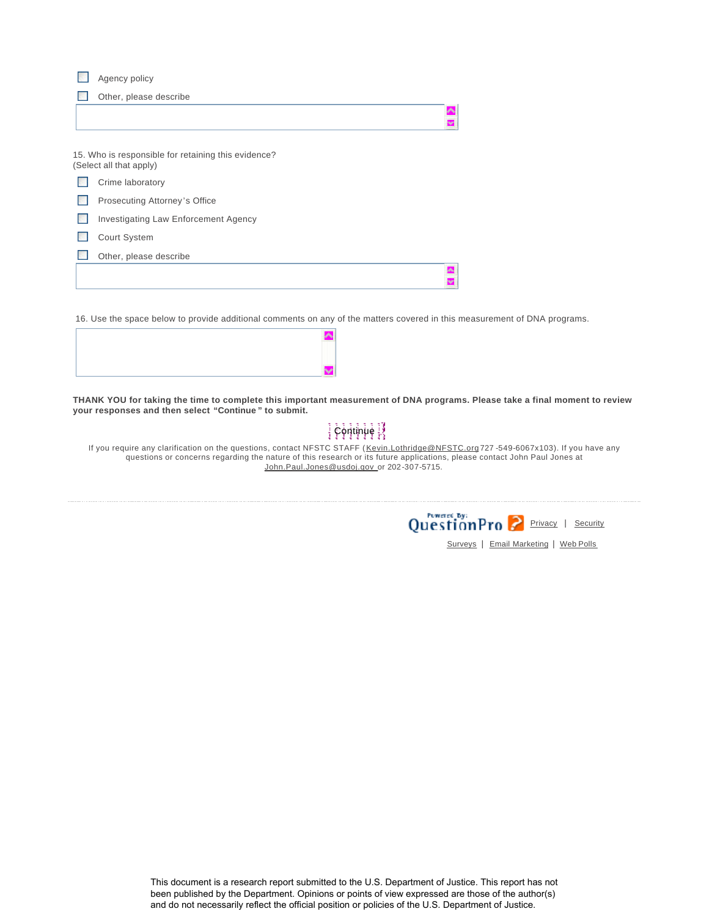- [ ] Agency policy
- [ ] Other, please describe

15. Who is responsible for retaining this evidence?
(Select all that apply)

- [ ] Crime laboratory
- [ ] Prosecuting Attorney's Office
- [ ] Investigating Law Enforcement Agency
- [ ] Court System
- [ ] Other, please describe

16. Use the space below to provide additional comments on any of the matters covered in this measurement of DNA programs.

**THANK YOU for taking the time to complete this important measurement of DNA programs. Please take a final moment to review your responses and then select "Continue" to submit.**

Continue

If you require any clarification on the questions, contact NFSTC STAFF (Kevin.Lothridge@NFSTC.org 727-549-6067x103). If you have any questions or concerns regarding the nature of this research or its future applications, please contact John Paul Jones at John.Paul.Jones@usdoj.gov or 202-307-5715.

Powered By: QuestionPro | Privacy | Security

Surveys | Email Marketing | Web Polls

This document is a research report submitted to the U.S. Department of Justice. This report has not been published by the Department. Opinions or points of view expressed are those of the author(s) and do not necessarily reflect the official position or policies of the U.S. Department of Justice.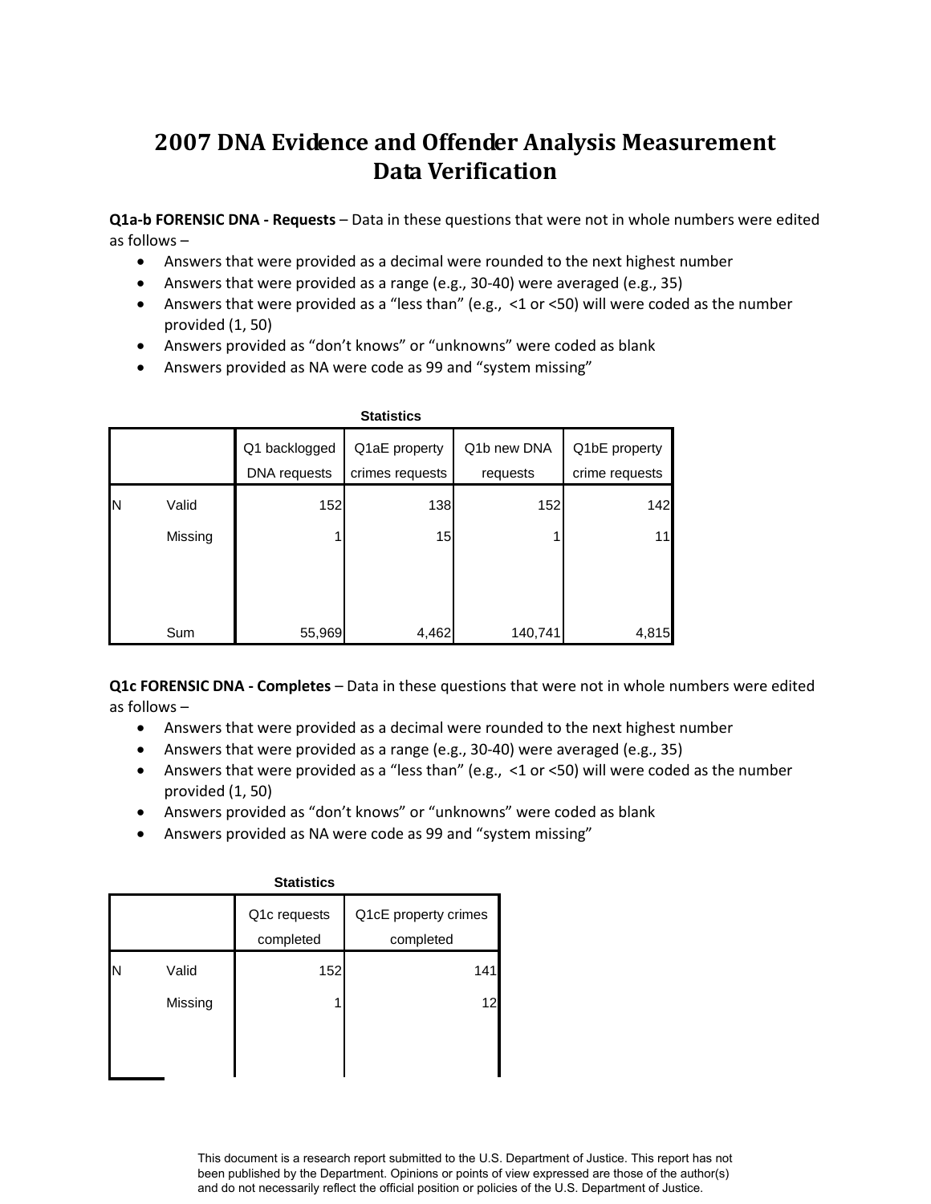# 2007 DNA Evidence and Offender Analysis Measurement Data Verification

**Q1a-b FORENSIC DNA - Requests** – Data in these questions that were not in whole numbers were edited as follows –

- Answers that were provided as a decimal were rounded to the next highest number
- Answers that were provided as a range (e.g., 30-40) were averaged (e.g., 35)
- Answers that were provided as a "less than" (e.g., <1 or <50) will were coded as the number provided (1, 50)
- Answers provided as "don't knows" or "unknowns" were coded as blank
- Answers provided as NA were code as 99 and "system missing"

**Statistics**

| | | Q1 backlogged DNA requests | Q1aE property crimes requests | Q1b new DNA requests | Q1bE property crime requests |
|---|---|---|---|---|---|
| N | Valid | 152 | 138 | 152 | 142 |
| | Missing | 1 | 15 | 1 | 11 |
| | Sum | 55,969 | 4,462 | 140,741 | 4,815 |

**Q1c FORENSIC DNA - Completes** – Data in these questions that were not in whole numbers were edited as follows –

- Answers that were provided as a decimal were rounded to the next highest number
- Answers that were provided as a range (e.g., 30-40) were averaged (e.g., 35)
- Answers that were provided as a "less than" (e.g., <1 or <50) will were coded as the number provided (1, 50)
- Answers provided as "don't knows" or "unknowns" were coded as blank
- Answers provided as NA were code as 99 and "system missing"

**Statistics**

| | | Q1c requests completed | Q1cE property crimes completed |
|---|---|---|---|
| N | Valid | 152 | 141 |
| | Missing | 1 | 12 |

This document is a research report submitted to the U.S. Department of Justice. This report has not been published by the Department. Opinions or points of view expressed are those of the author(s) and do not necessarily reflect the official position or policies of the U.S. Department of Justice.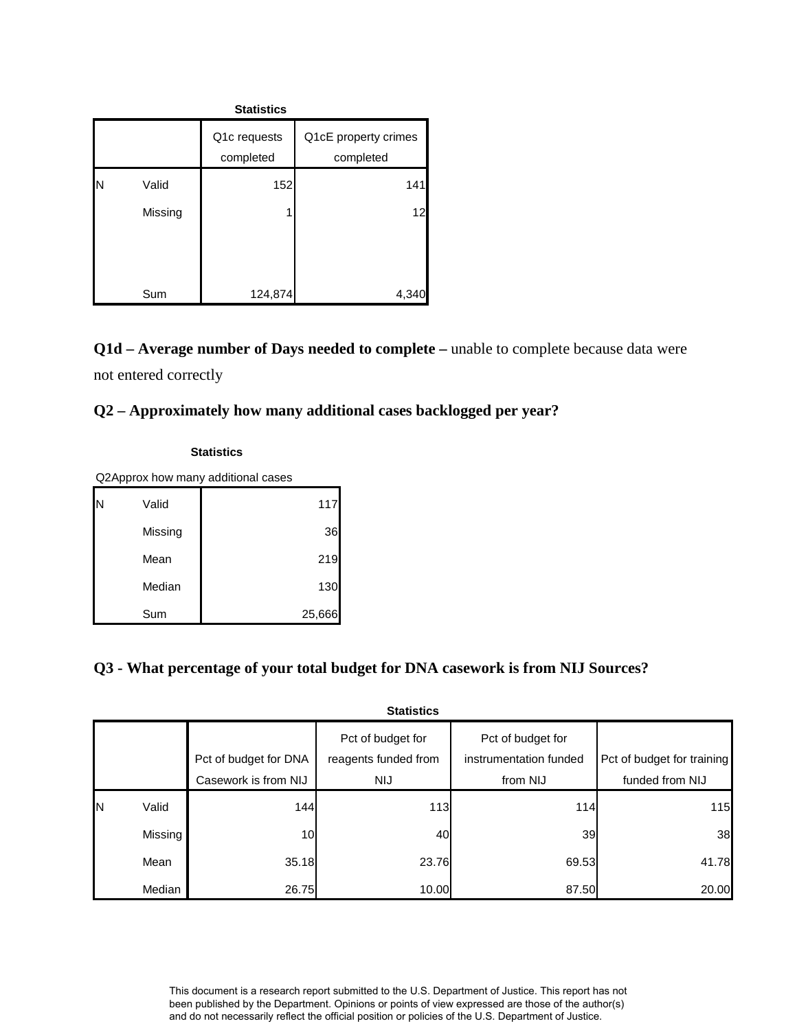**Statistics**

| | | Q1c requests completed | Q1cE property crimes completed |
|---|---|---|---|
| N | Valid | 152 | 141 |
| | Missing | 1 | 12 |
| | Sum | 124,874 | 4,340 |

**Q1d – Average number of Days needed to complete –** unable to complete because data were not entered correctly

**Q2 – Approximately how many additional cases backlogged per year?**

**Statistics**

Q2Approx how many additional cases

| | | |
|---|---|---|
| N | Valid | 117 |
| | Missing | 36 |
| | Mean | 219 |
| | Median | 130 |
| | Sum | 25,666 |

**Q3 - What percentage of your total budget for DNA casework is from NIJ Sources?**

**Statistics**

| | | Pct of budget for DNA Casework is from NIJ | Pct of budget for reagents funded from NIJ | Pct of budget for instrumentation funded from NIJ | Pct of budget for training funded from NIJ |
|---|---|---|---|---|---|
| N | Valid | 144 | 113 | 114 | 115 |
| | Missing | 10 | 40 | 39 | 38 |
| | Mean | 35.18 | 23.76 | 69.53 | 41.78 |
| | Median | 26.75 | 10.00 | 87.50 | 20.00 |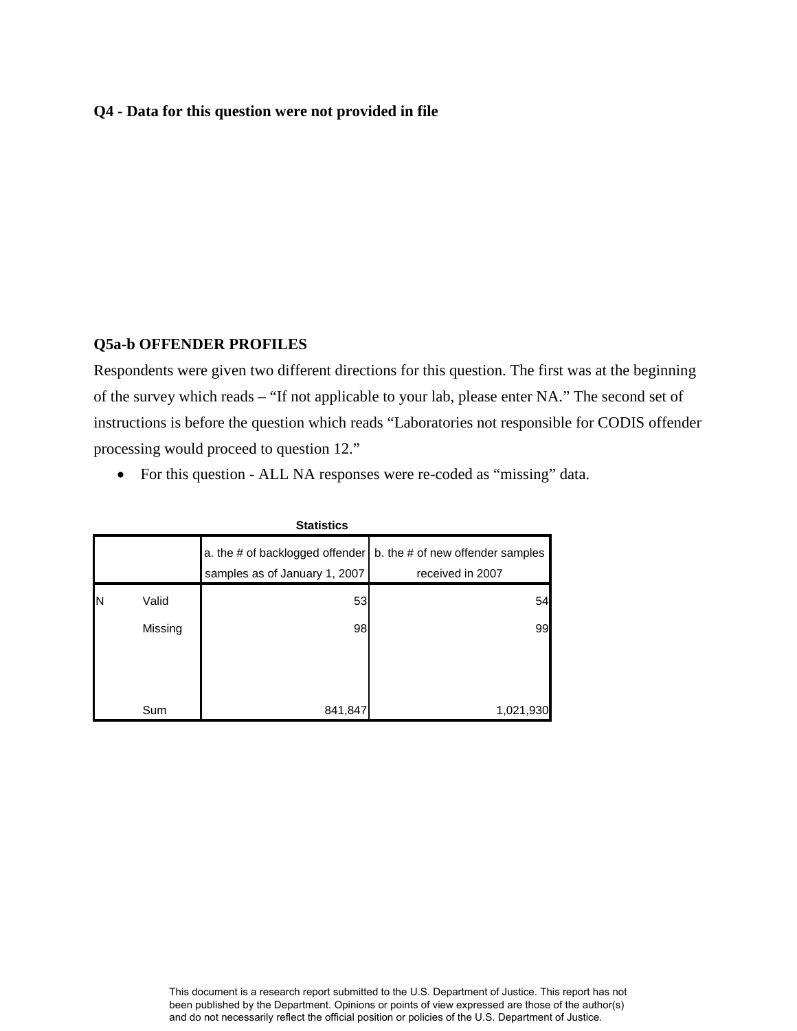**Q4 - Data for this question were not provided in file**

**Q5a-b OFFENDER PROFILES**

Respondents were given two different directions for this question. The first was at the beginning of the survey which reads – "If not applicable to your lab, please enter NA." The second set of instructions is before the question which reads "Laboratories not responsible for CODIS offender processing would proceed to question 12."

- For this question - ALL NA responses were re-coded as "missing" data.

**Statistics**

| | | a. the # of backlogged offender samples as of January 1, 2007 | b. the # of new offender samples received in 2007 |
|---|---|---|---|
| N | Valid | 53 | 54 |
| | Missing | 98 | 99 |
| | Sum | 841,847 | 1,021,930 |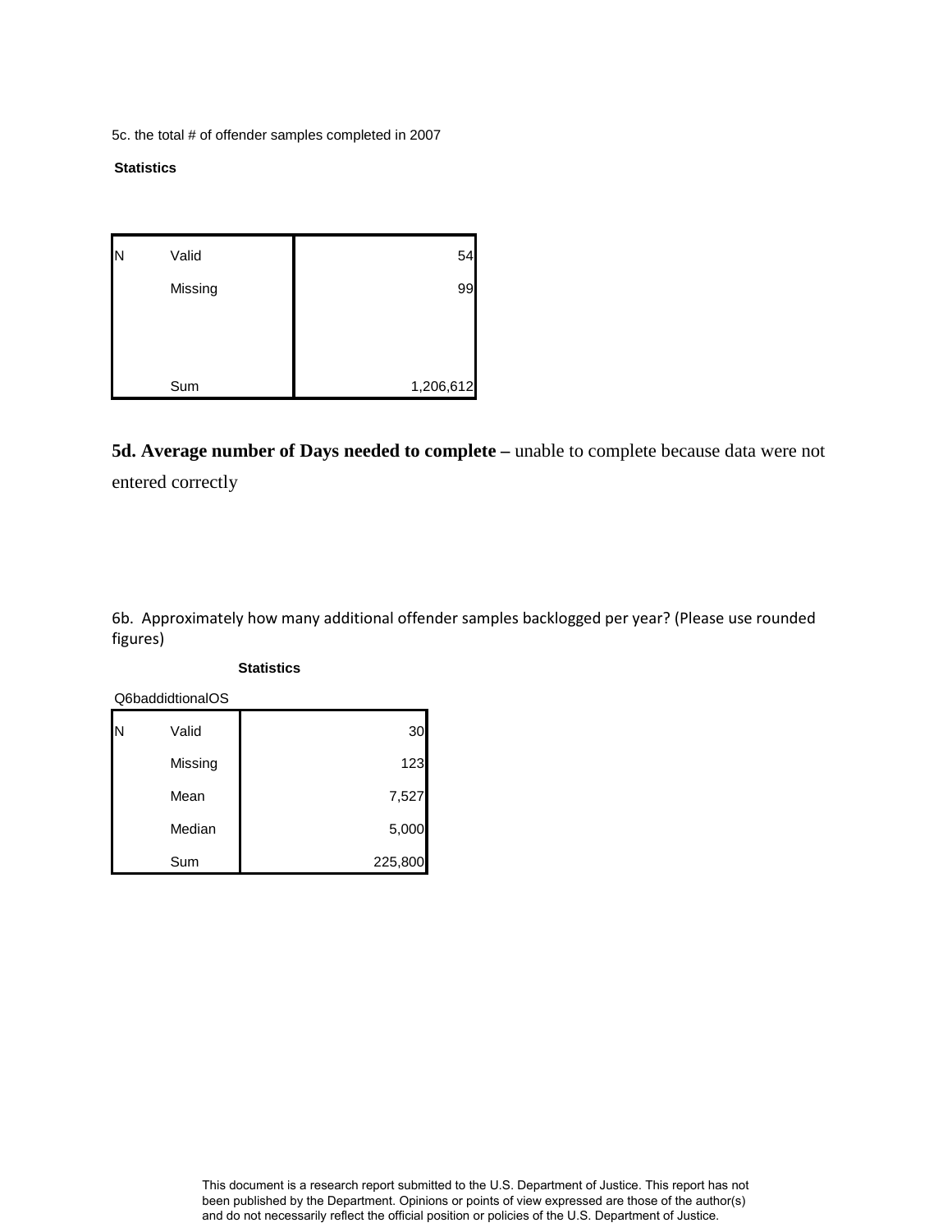5c. the total # of offender samples completed in 2007

**Statistics**

| | | |
|---|---|---|
| N | Valid | 54 |
| | Missing | 99 |
| | Sum | 1,206,612 |

**5d. Average number of Days needed to complete –** unable to complete because data were not entered correctly

6b. Approximately how many additional offender samples backlogged per year? (Please use rounded figures)

**Statistics**

Q6baddidtionalOS

| | | |
|---|---|---|
| N | Valid | 30 |
| | Missing | 123 |
| | Mean | 7,527 |
| | Median | 5,000 |
| | Sum | 225,800 |

This document is a research report submitted to the U.S. Department of Justice. This report has not been published by the Department. Opinions or points of view expressed are those of the author(s) and do not necessarily reflect the official position or policies of the U.S. Department of Justice.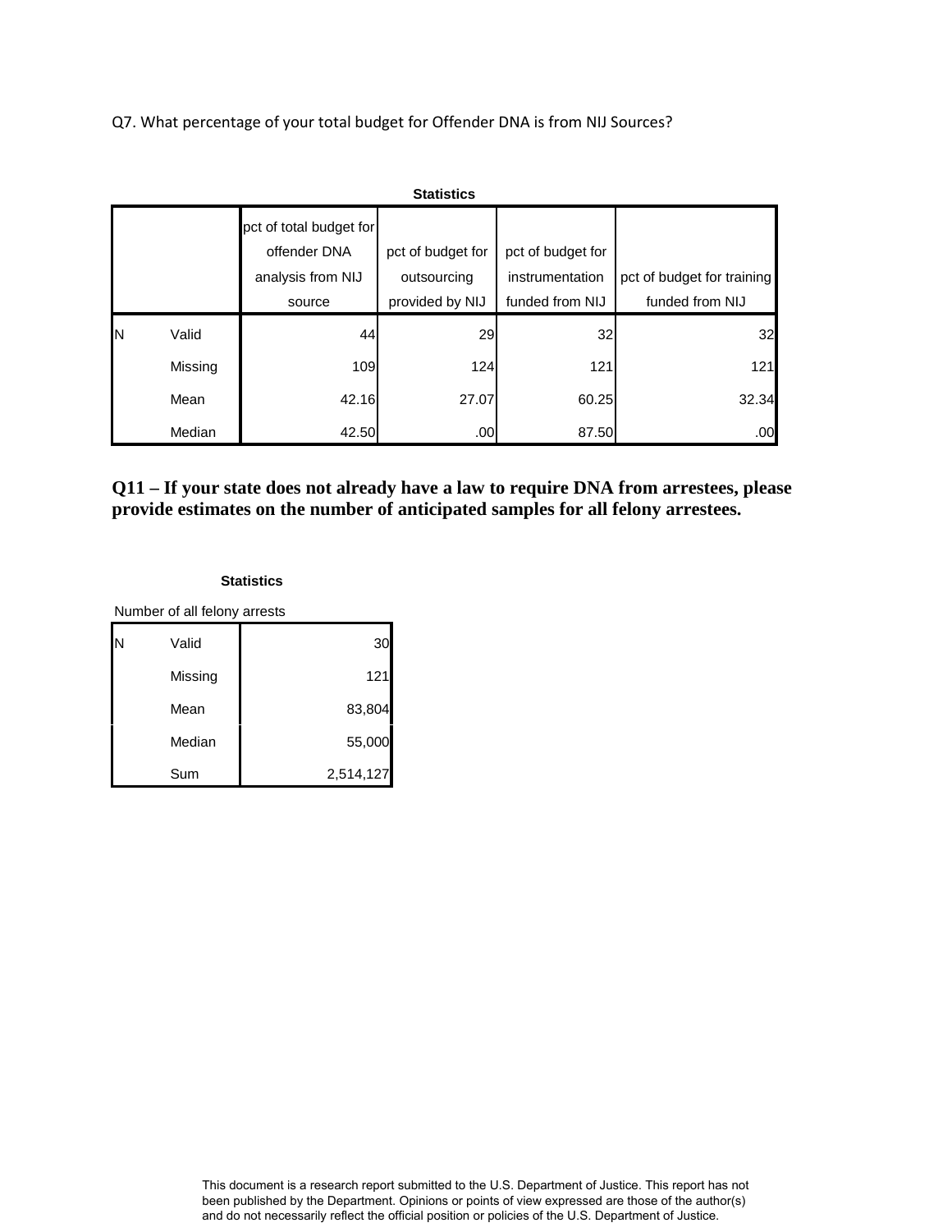Q7. What percentage of your total budget for Offender DNA is from NIJ Sources?

**Statistics**

| | | pct of total budget for offender DNA analysis from NIJ source | pct of budget for outsourcing provided by NIJ | pct of budget for instrumentation funded from NIJ | pct of budget for training funded from NIJ |
|---|---|---|---|---|---|
| N | Valid | 44 | 29 | 32 | 32 |
| | Missing | 109 | 124 | 121 | 121 |
| | Mean | 42.16 | 27.07 | 60.25 | 32.34 |
| | Median | 42.50 | .00 | 87.50 | .00 |

**Q11 – If your state does not already have a law to require DNA from arrestees, please provide estimates on the number of anticipated samples for all felony arrestees.**

**Statistics**

Number of all felony arrests

| | | |
|---|---|---|
| N | Valid | 30 |
| | Missing | 121 |
| | Mean | 83,804 |
| | Median | 55,000 |
| | Sum | 2,514,127 |

This document is a research report submitted to the U.S. Department of Justice. This report has not been published by the Department. Opinions or points of view expressed are those of the author(s) and do not necessarily reflect the official position or policies of the U.S. Department of Justice.